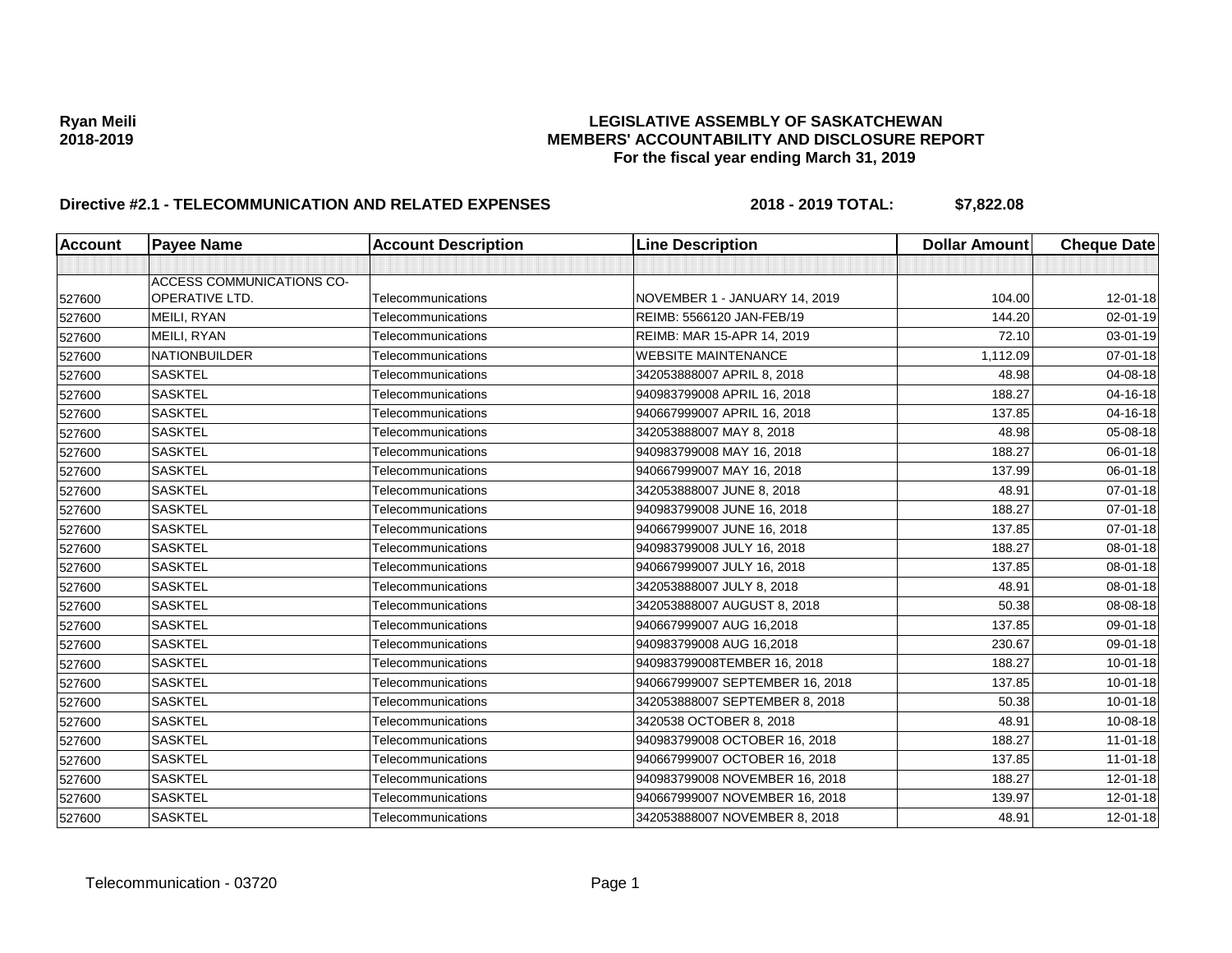Ryan Meili
2018-2019

# LEGISLATIVE ASSEMBLY OF SASKATCHEWAN
## MEMBERS' ACCOUNTABILITY AND DISCLOSURE REPORT
### For the fiscal year ending March 31, 2019

**Directive #2.1 - TELECOMMUNICATION AND RELATED EXPENSES** **2018 - 2019 TOTAL: $7,822.08**

| Account | Payee Name | Account Description | Line Description | Dollar Amount | Cheque Date |
|---|---|---|---|---|---|
| | | | | | |
| 527600 | ACCESS COMMUNICATIONS CO-OPERATIVE LTD. | Telecommunications | NOVEMBER 1 - JANUARY 14, 2019 | 104.00 | 12-01-18 |
| 527600 | MEILI, RYAN | Telecommunications | REIMB: 5566120 JAN-FEB/19 | 144.20 | 02-01-19 |
| 527600 | MEILI, RYAN | Telecommunications | REIMB: MAR 15-APR 14, 2019 | 72.10 | 03-01-19 |
| 527600 | NATIONBUILDER | Telecommunications | WEBSITE MAINTENANCE | 1,112.09 | 07-01-18 |
| 527600 | SASKTEL | Telecommunications | 342053888007 APRIL 8, 2018 | 48.98 | 04-08-18 |
| 527600 | SASKTEL | Telecommunications | 940983799008 APRIL 16, 2018 | 188.27 | 04-16-18 |
| 527600 | SASKTEL | Telecommunications | 940667999007 APRIL 16, 2018 | 137.85 | 04-16-18 |
| 527600 | SASKTEL | Telecommunications | 342053888007 MAY 8, 2018 | 48.98 | 05-08-18 |
| 527600 | SASKTEL | Telecommunications | 940983799008 MAY 16, 2018 | 188.27 | 06-01-18 |
| 527600 | SASKTEL | Telecommunications | 940667999007 MAY 16, 2018 | 137.99 | 06-01-18 |
| 527600 | SASKTEL | Telecommunications | 342053888007 JUNE 8, 2018 | 48.91 | 07-01-18 |
| 527600 | SASKTEL | Telecommunications | 940983799008 JUNE 16, 2018 | 188.27 | 07-01-18 |
| 527600 | SASKTEL | Telecommunications | 940667999007 JUNE 16, 2018 | 137.85 | 07-01-18 |
| 527600 | SASKTEL | Telecommunications | 940983799008 JULY 16, 2018 | 188.27 | 08-01-18 |
| 527600 | SASKTEL | Telecommunications | 940667999007 JULY 16, 2018 | 137.85 | 08-01-18 |
| 527600 | SASKTEL | Telecommunications | 342053888007 JULY 8, 2018 | 48.91 | 08-01-18 |
| 527600 | SASKTEL | Telecommunications | 342053888007 AUGUST 8, 2018 | 50.38 | 08-08-18 |
| 527600 | SASKTEL | Telecommunications | 940667999007 AUG 16,2018 | 137.85 | 09-01-18 |
| 527600 | SASKTEL | Telecommunications | 940983799008 AUG 16,2018 | 230.67 | 09-01-18 |
| 527600 | SASKTEL | Telecommunications | 940983799008TEMBER 16, 2018 | 188.27 | 10-01-18 |
| 527600 | SASKTEL | Telecommunications | 940667999007 SEPTEMBER 16, 2018 | 137.85 | 10-01-18 |
| 527600 | SASKTEL | Telecommunications | 342053888007 SEPTEMBER 8, 2018 | 50.38 | 10-01-18 |
| 527600 | SASKTEL | Telecommunications | 3420538 OCTOBER 8, 2018 | 48.91 | 10-08-18 |
| 527600 | SASKTEL | Telecommunications | 940983799008 OCTOBER 16, 2018 | 188.27 | 11-01-18 |
| 527600 | SASKTEL | Telecommunications | 940667999007 OCTOBER 16, 2018 | 137.85 | 11-01-18 |
| 527600 | SASKTEL | Telecommunications | 940983799008 NOVEMBER 16, 2018 | 188.27 | 12-01-18 |
| 527600 | SASKTEL | Telecommunications | 940667999007 NOVEMBER 16, 2018 | 139.97 | 12-01-18 |
| 527600 | SASKTEL | Telecommunications | 342053888007 NOVEMBER 8, 2018 | 48.91 | 12-01-18 |

Telecommunication - 03720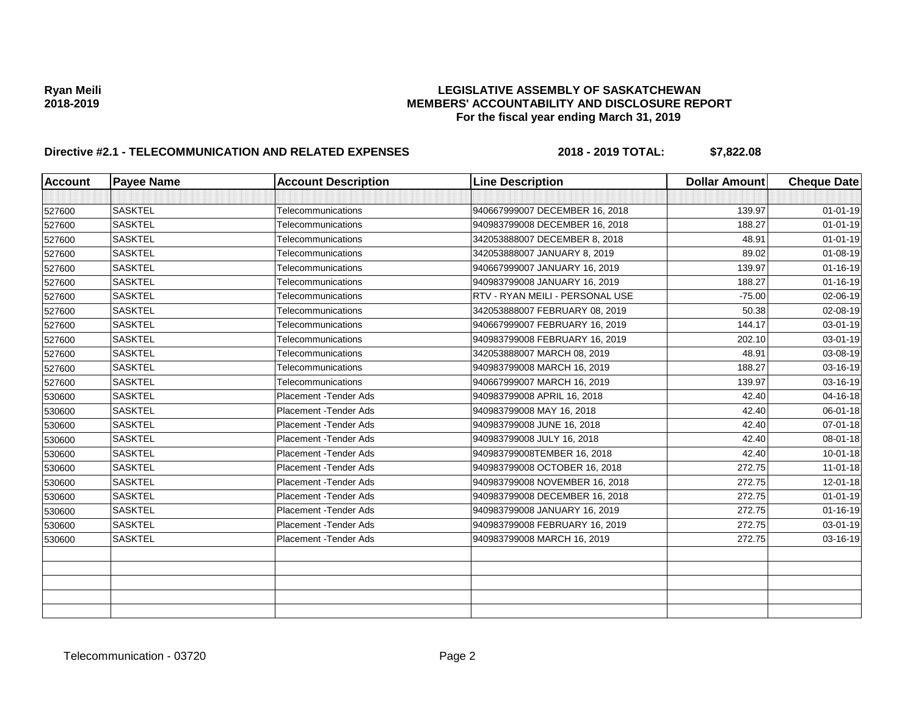**Ryan Meili**
**2018-2019**

**LEGISLATIVE ASSEMBLY OF SASKATCHEWAN**
**MEMBERS' ACCOUNTABILITY AND DISCLOSURE REPORT**
**For the fiscal year ending March 31, 2019**

**Directive #2.1 - TELECOMMUNICATION AND RELATED EXPENSES** **2018 - 2019 TOTAL: $7,822.08**

| Account | Payee Name | Account Description | Line Description | Dollar Amount | Cheque Date |
|---|---|---|---|---|---|
| | | | | | |
| 527600 | SASKTEL | Telecommunications | 940667999007 DECEMBER 16, 2018 | 139.97 | 01-01-19 |
| 527600 | SASKTEL | Telecommunications | 940983799008 DECEMBER 16, 2018 | 188.27 | 01-01-19 |
| 527600 | SASKTEL | Telecommunications | 342053888007 DECEMBER 8, 2018 | 48.91 | 01-01-19 |
| 527600 | SASKTEL | Telecommunications | 342053888007 JANUARY 8, 2019 | 89.02 | 01-08-19 |
| 527600 | SASKTEL | Telecommunications | 940667999007 JANUARY 16, 2019 | 139.97 | 01-16-19 |
| 527600 | SASKTEL | Telecommunications | 940983799008 JANUARY 16, 2019 | 188.27 | 01-16-19 |
| 527600 | SASKTEL | Telecommunications | RTV - RYAN MEILI - PERSONAL USE | -75.00 | 02-06-19 |
| 527600 | SASKTEL | Telecommunications | 342053888007 FEBRUARY 08, 2019 | 50.38 | 02-08-19 |
| 527600 | SASKTEL | Telecommunications | 940667999007 FEBRUARY 16, 2019 | 144.17 | 03-01-19 |
| 527600 | SASKTEL | Telecommunications | 940983799008 FEBRUARY 16, 2019 | 202.10 | 03-01-19 |
| 527600 | SASKTEL | Telecommunications | 342053888007 MARCH 08, 2019 | 48.91 | 03-08-19 |
| 527600 | SASKTEL | Telecommunications | 940983799008 MARCH 16, 2019 | 188.27 | 03-16-19 |
| 527600 | SASKTEL | Telecommunications | 940667999007 MARCH 16, 2019 | 139.97 | 03-16-19 |
| 530600 | SASKTEL | Placement -Tender Ads | 940983799008 APRIL 16, 2018 | 42.40 | 04-16-18 |
| 530600 | SASKTEL | Placement -Tender Ads | 940983799008 MAY 16, 2018 | 42.40 | 06-01-18 |
| 530600 | SASKTEL | Placement -Tender Ads | 940983799008 JUNE 16, 2018 | 42.40 | 07-01-18 |
| 530600 | SASKTEL | Placement -Tender Ads | 940983799008 JULY 16, 2018 | 42.40 | 08-01-18 |
| 530600 | SASKTEL | Placement -Tender Ads | 940983799008TEMBER 16, 2018 | 42.40 | 10-01-18 |
| 530600 | SASKTEL | Placement -Tender Ads | 940983799008 OCTOBER 16, 2018 | 272.75 | 11-01-18 |
| 530600 | SASKTEL | Placement -Tender Ads | 940983799008 NOVEMBER 16, 2018 | 272.75 | 12-01-18 |
| 530600 | SASKTEL | Placement -Tender Ads | 940983799008 DECEMBER 16, 2018 | 272.75 | 01-01-19 |
| 530600 | SASKTEL | Placement -Tender Ads | 940983799008 JANUARY 16, 2019 | 272.75 | 01-16-19 |
| 530600 | SASKTEL | Placement -Tender Ads | 940983799008 FEBRUARY 16, 2019 | 272.75 | 03-01-19 |
| 530600 | SASKTEL | Placement -Tender Ads | 940983799008 MARCH 16, 2019 | 272.75 | 03-16-19 |
| | | | | | |
| | | | | | |
| | | | | | |
| | | | | | |
| | | | | | |

Telecommunication - 03720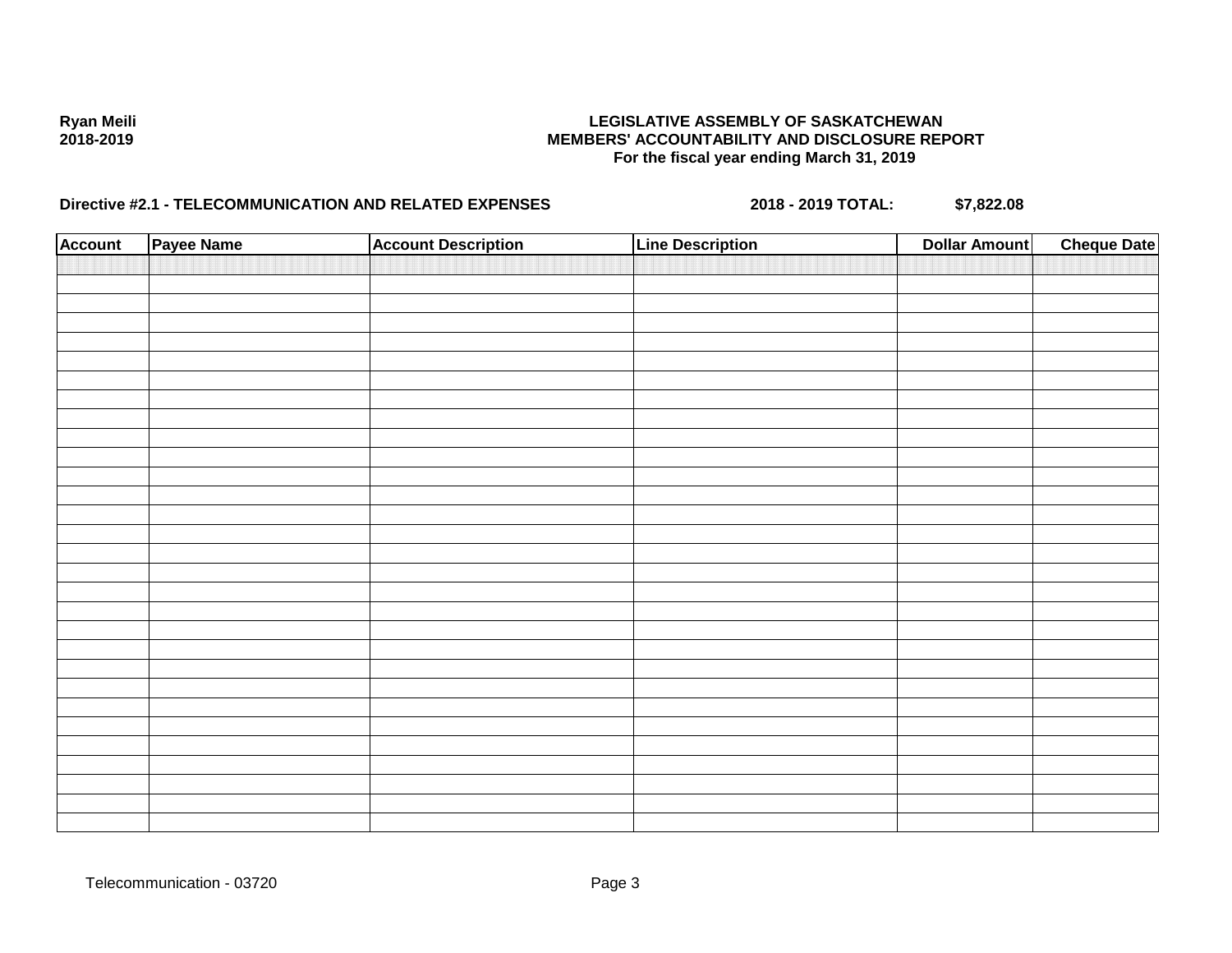Ryan Meili
2018-2019

**LEGISLATIVE ASSEMBLY OF SASKATCHEWAN**
**MEMBERS' ACCOUNTABILITY AND DISCLOSURE REPORT**
**For the fiscal year ending March 31, 2019**

**Directive #2.1 - TELECOMMUNICATION AND RELATED EXPENSES** **2018 - 2019 TOTAL: $7,822.08**

| Account | Payee Name | Account Description | Line Description | Dollar Amount | Cheque Date |
|---|---|---|---|---|---|
| | | | | | |

Telecommunication - 03720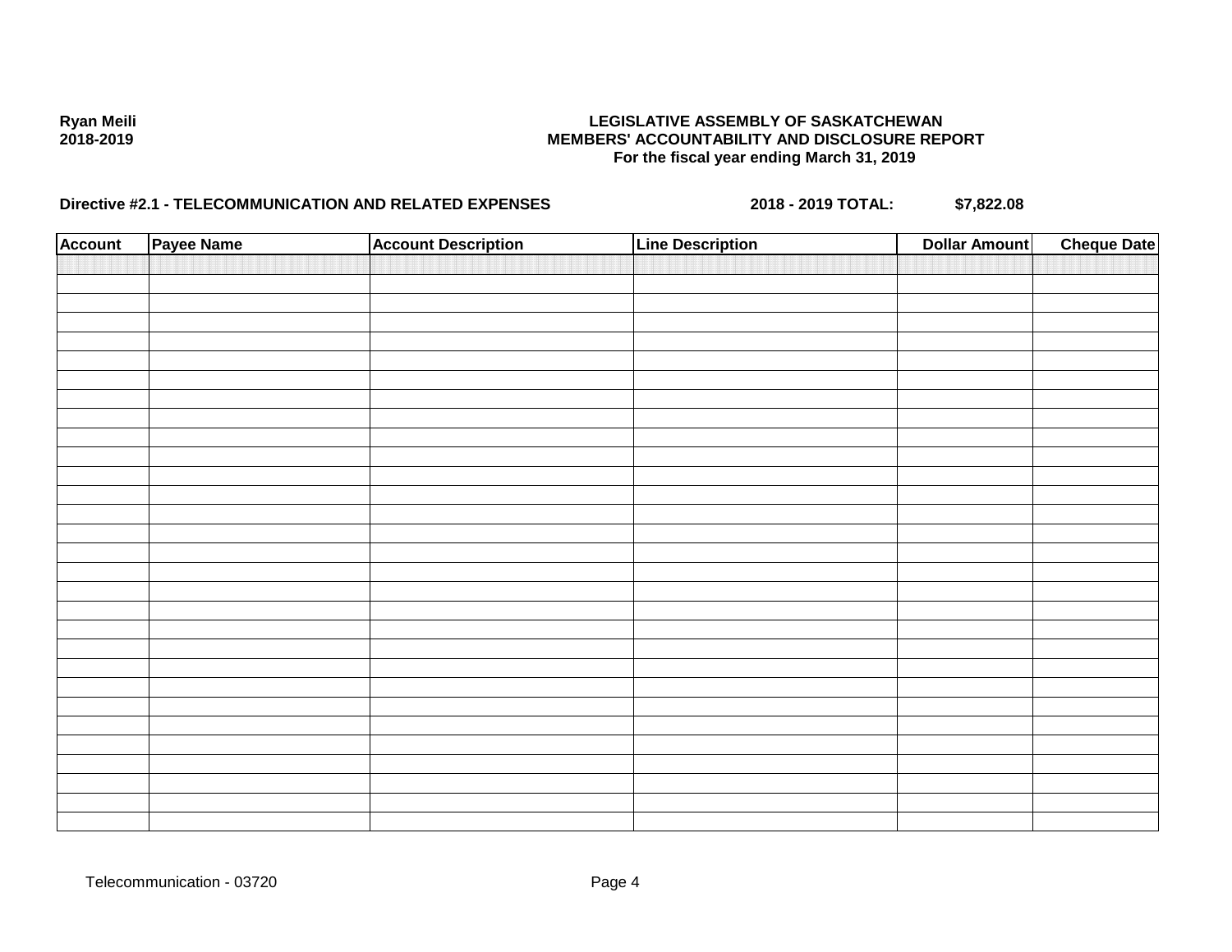Ryan Meili
2018-2019

**LEGISLATIVE ASSEMBLY OF SASKATCHEWAN**
**MEMBERS' ACCOUNTABILITY AND DISCLOSURE REPORT**
**For the fiscal year ending March 31, 2019**

**Directive #2.1 - TELECOMMUNICATION AND RELATED EXPENSES** **2018 - 2019 TOTAL: $7,822.08**

| Account | Payee Name | Account Description | Line Description | Dollar Amount | Cheque Date |
|---|---|---|---|---|---|
| | | | | | |

Telecommunication - 03720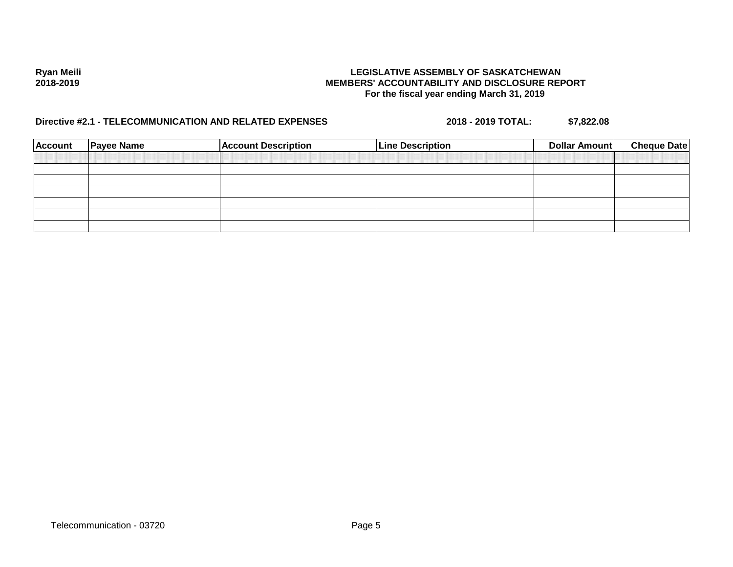Ryan Meili
2018-2019

**LEGISLATIVE ASSEMBLY OF SASKATCHEWAN**
**MEMBERS' ACCOUNTABILITY AND DISCLOSURE REPORT**
**For the fiscal year ending March 31, 2019**

**Directive #2.1 - TELECOMMUNICATION AND RELATED EXPENSES** **2018 - 2019 TOTAL: $7,822.08**

| Account | Payee Name | Account Description | Line Description | Dollar Amount | Cheque Date |
|---|---|---|---|---|---|
| | | | | | |
| | | | | | |
| | | | | | |
| | | | | | |
| | | | | | |
| | | | | | |
| | | | | | |

Telecommunication - 03720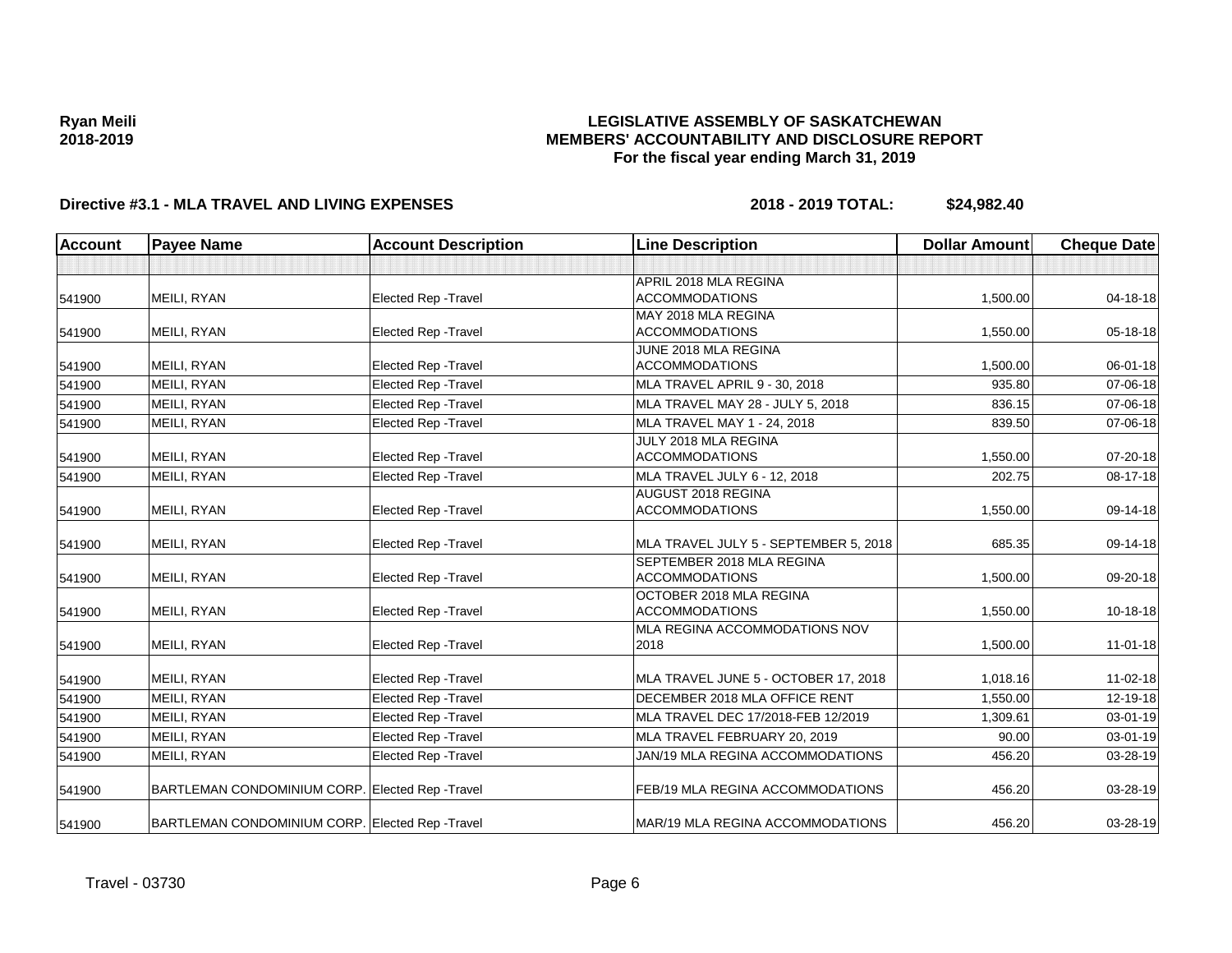**Ryan Meili**
**2018-2019**

# LEGISLATIVE ASSEMBLY OF SASKATCHEWAN
## MEMBERS' ACCOUNTABILITY AND DISCLOSURE REPORT
### For the fiscal year ending March 31, 2019

**Directive #3.1 - MLA TRAVEL AND LIVING EXPENSES** **2018 - 2019 TOTAL: $24,982.40**

| Account | Payee Name | Account Description | Line Description | Dollar Amount | Cheque Date |
|---|---|---|---|---|---|
| | | | | | |
| 541900 | MEILI, RYAN | Elected Rep -Travel | APRIL 2018 MLA REGINA ACCOMMODATIONS | 1,500.00 | 04-18-18 |
| 541900 | MEILI, RYAN | Elected Rep -Travel | MAY 2018 MLA REGINA ACCOMMODATIONS | 1,550.00 | 05-18-18 |
| 541900 | MEILI, RYAN | Elected Rep -Travel | JUNE 2018 MLA REGINA ACCOMMODATIONS | 1,500.00 | 06-01-18 |
| 541900 | MEILI, RYAN | Elected Rep -Travel | MLA TRAVEL APRIL 9 - 30, 2018 | 935.80 | 07-06-18 |
| 541900 | MEILI, RYAN | Elected Rep -Travel | MLA TRAVEL MAY 28 - JULY 5, 2018 | 836.15 | 07-06-18 |
| 541900 | MEILI, RYAN | Elected Rep -Travel | MLA TRAVEL MAY 1 - 24, 2018 | 839.50 | 07-06-18 |
| 541900 | MEILI, RYAN | Elected Rep -Travel | JULY 2018 MLA REGINA ACCOMMODATIONS | 1,550.00 | 07-20-18 |
| 541900 | MEILI, RYAN | Elected Rep -Travel | MLA TRAVEL JULY 6 - 12, 2018 | 202.75 | 08-17-18 |
| 541900 | MEILI, RYAN | Elected Rep -Travel | AUGUST 2018 REGINA ACCOMMODATIONS | 1,550.00 | 09-14-18 |
| 541900 | MEILI, RYAN | Elected Rep -Travel | MLA TRAVEL JULY 5 - SEPTEMBER 5, 2018 | 685.35 | 09-14-18 |
| 541900 | MEILI, RYAN | Elected Rep -Travel | SEPTEMBER 2018 MLA REGINA ACCOMMODATIONS | 1,500.00 | 09-20-18 |
| 541900 | MEILI, RYAN | Elected Rep -Travel | OCTOBER 2018 MLA REGINA ACCOMMODATIONS | 1,550.00 | 10-18-18 |
| 541900 | MEILI, RYAN | Elected Rep -Travel | MLA REGINA ACCOMMODATIONS NOV 2018 | 1,500.00 | 11-01-18 |
| 541900 | MEILI, RYAN | Elected Rep -Travel | MLA TRAVEL JUNE 5 - OCTOBER 17, 2018 | 1,018.16 | 11-02-18 |
| 541900 | MEILI, RYAN | Elected Rep -Travel | DECEMBER 2018 MLA OFFICE RENT | 1,550.00 | 12-19-18 |
| 541900 | MEILI, RYAN | Elected Rep -Travel | MLA TRAVEL DEC 17/2018-FEB 12/2019 | 1,309.61 | 03-01-19 |
| 541900 | MEILI, RYAN | Elected Rep -Travel | MLA TRAVEL FEBRUARY 20, 2019 | 90.00 | 03-01-19 |
| 541900 | MEILI, RYAN | Elected Rep -Travel | JAN/19 MLA REGINA ACCOMMODATIONS | 456.20 | 03-28-19 |
| 541900 | BARTLEMAN CONDOMINIUM CORP. | Elected Rep -Travel | FEB/19 MLA REGINA ACCOMMODATIONS | 456.20 | 03-28-19 |
| 541900 | BARTLEMAN CONDOMINIUM CORP. | Elected Rep -Travel | MAR/19 MLA REGINA ACCOMMODATIONS | 456.20 | 03-28-19 |

Travel - 03730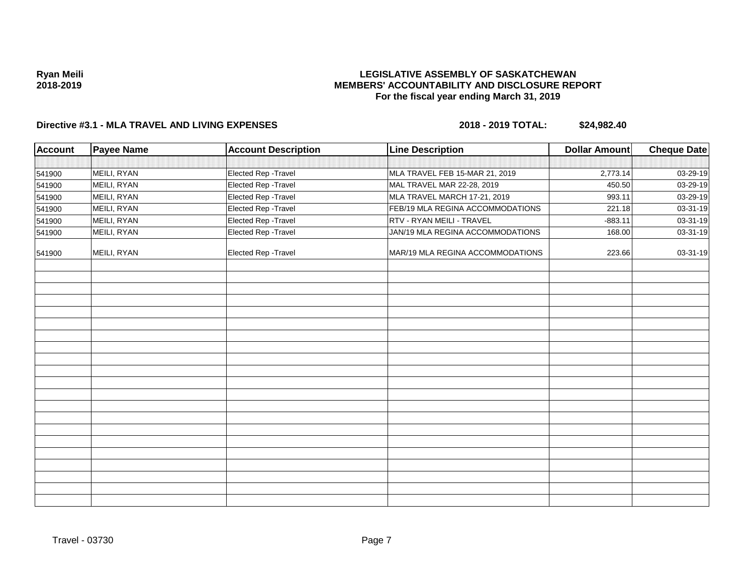**Ryan Meili**
**2018-2019**

**LEGISLATIVE ASSEMBLY OF SASKATCHEWAN**
**MEMBERS' ACCOUNTABILITY AND DISCLOSURE REPORT**
**For the fiscal year ending March 31, 2019**

**Directive #3.1 - MLA TRAVEL AND LIVING EXPENSES** **2018 - 2019 TOTAL: $24,982.40**

| Account | Payee Name | Account Description | Line Description | Dollar Amount | Cheque Date |
|---|---|---|---|---|---|
| 541900 | MEILI, RYAN | Elected Rep -Travel | MLA TRAVEL FEB 15-MAR 21, 2019 | 2,773.14 | 03-29-19 |
| 541900 | MEILI, RYAN | Elected Rep -Travel | MAL TRAVEL MAR 22-28, 2019 | 450.50 | 03-29-19 |
| 541900 | MEILI, RYAN | Elected Rep -Travel | MLA TRAVEL MARCH 17-21, 2019 | 993.11 | 03-29-19 |
| 541900 | MEILI, RYAN | Elected Rep -Travel | FEB/19 MLA REGINA ACCOMMODATIONS | 221.18 | 03-31-19 |
| 541900 | MEILI, RYAN | Elected Rep -Travel | RTV - RYAN MEILI - TRAVEL | -883.11 | 03-31-19 |
| 541900 | MEILI, RYAN | Elected Rep -Travel | JAN/19 MLA REGINA ACCOMMODATIONS | 168.00 | 03-31-19 |
| 541900 | MEILI, RYAN | Elected Rep -Travel | MAR/19 MLA REGINA ACCOMMODATIONS | 223.66 | 03-31-19 |

Travel - 03730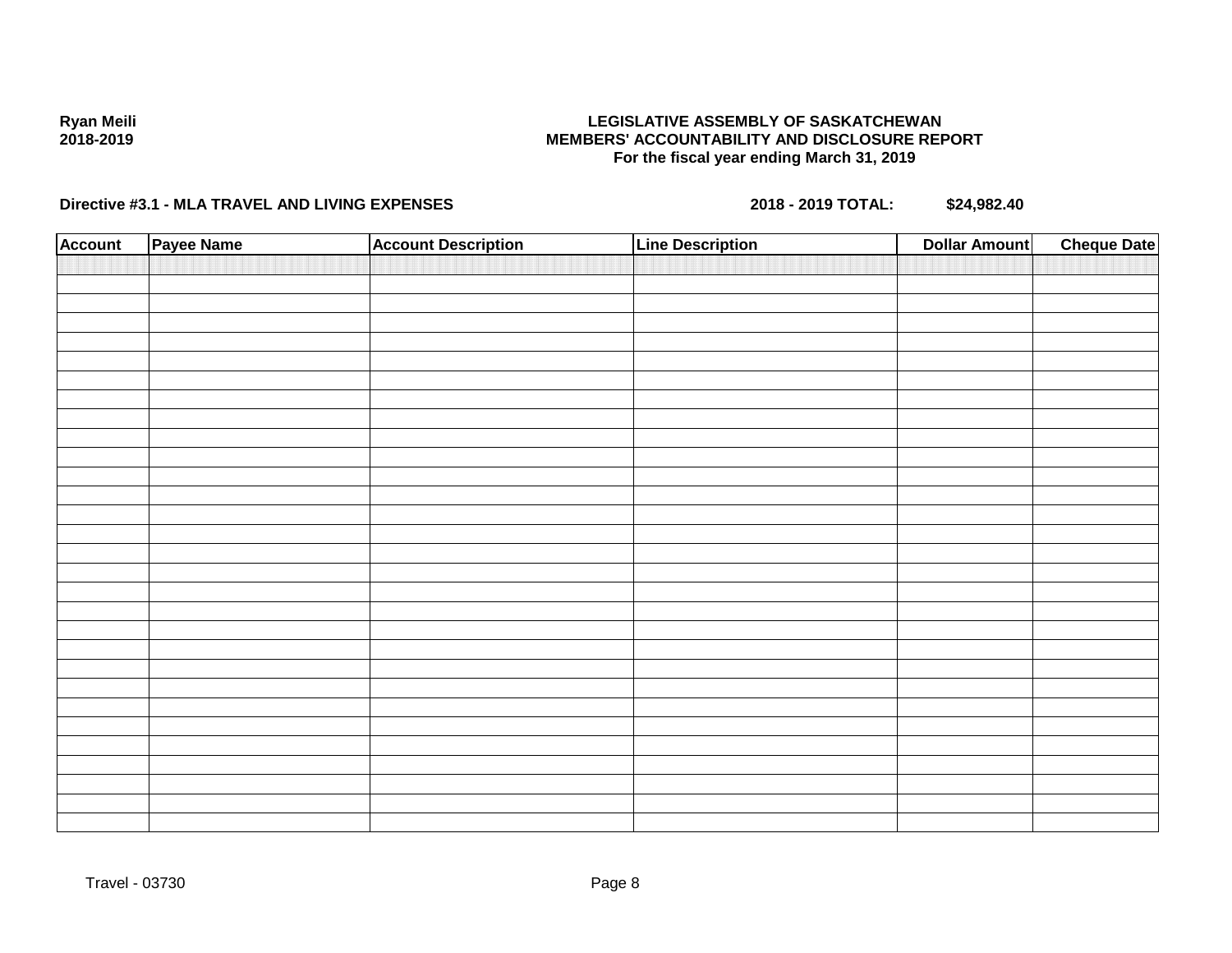**Ryan Meili**
**2018-2019**

**LEGISLATIVE ASSEMBLY OF SASKATCHEWAN**
**MEMBERS' ACCOUNTABILITY AND DISCLOSURE REPORT**
**For the fiscal year ending March 31, 2019**

**Directive #3.1 - MLA TRAVEL AND LIVING EXPENSES** **2018 - 2019 TOTAL:** **$24,982.40**

| Account | Payee Name | Account Description | Line Description | Dollar Amount | Cheque Date |
|---|---|---|---|---|---|
| | | | | | |

Travel - 03730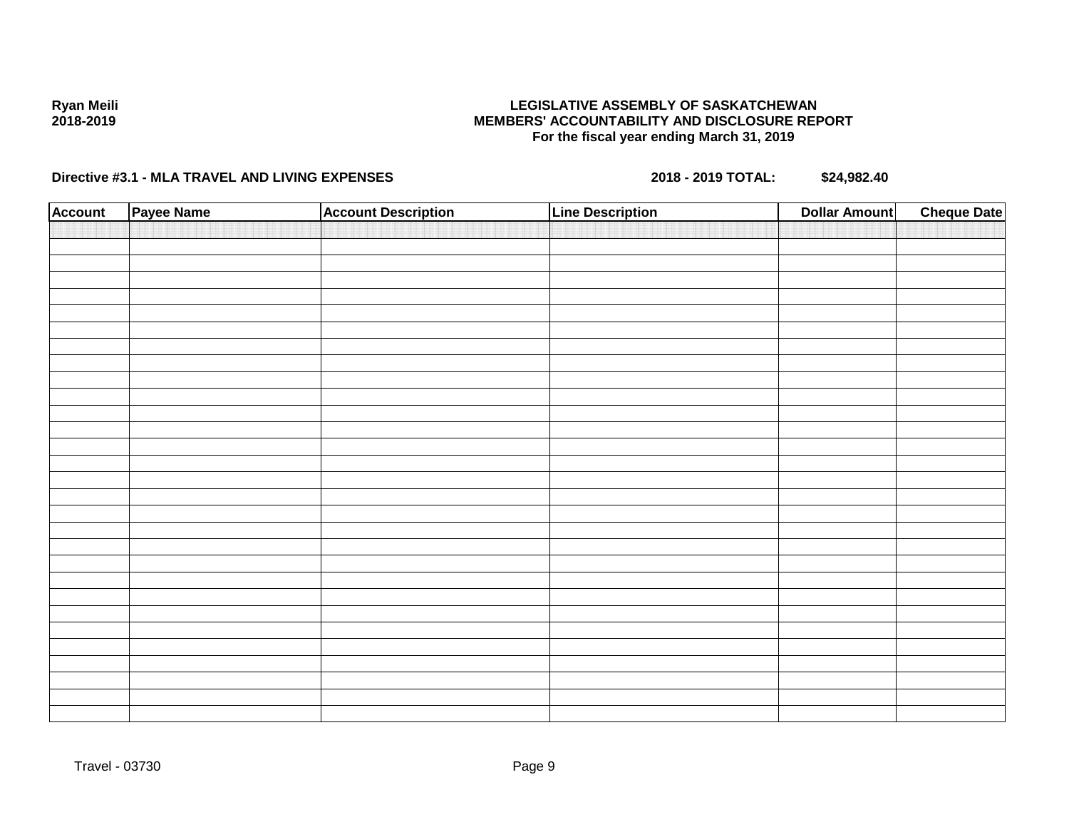Ryan Meili
2018-2019

**LEGISLATIVE ASSEMBLY OF SASKATCHEWAN**
**MEMBERS' ACCOUNTABILITY AND DISCLOSURE REPORT**
**For the fiscal year ending March 31, 2019**

**Directive #3.1 - MLA TRAVEL AND LIVING EXPENSES** **2018 - 2019 TOTAL: $24,982.40**

| Account | Payee Name | Account Description | Line Description | Dollar Amount | Cheque Date |
|---|---|---|---|---|---|
| | | | | | |

Travel - 03730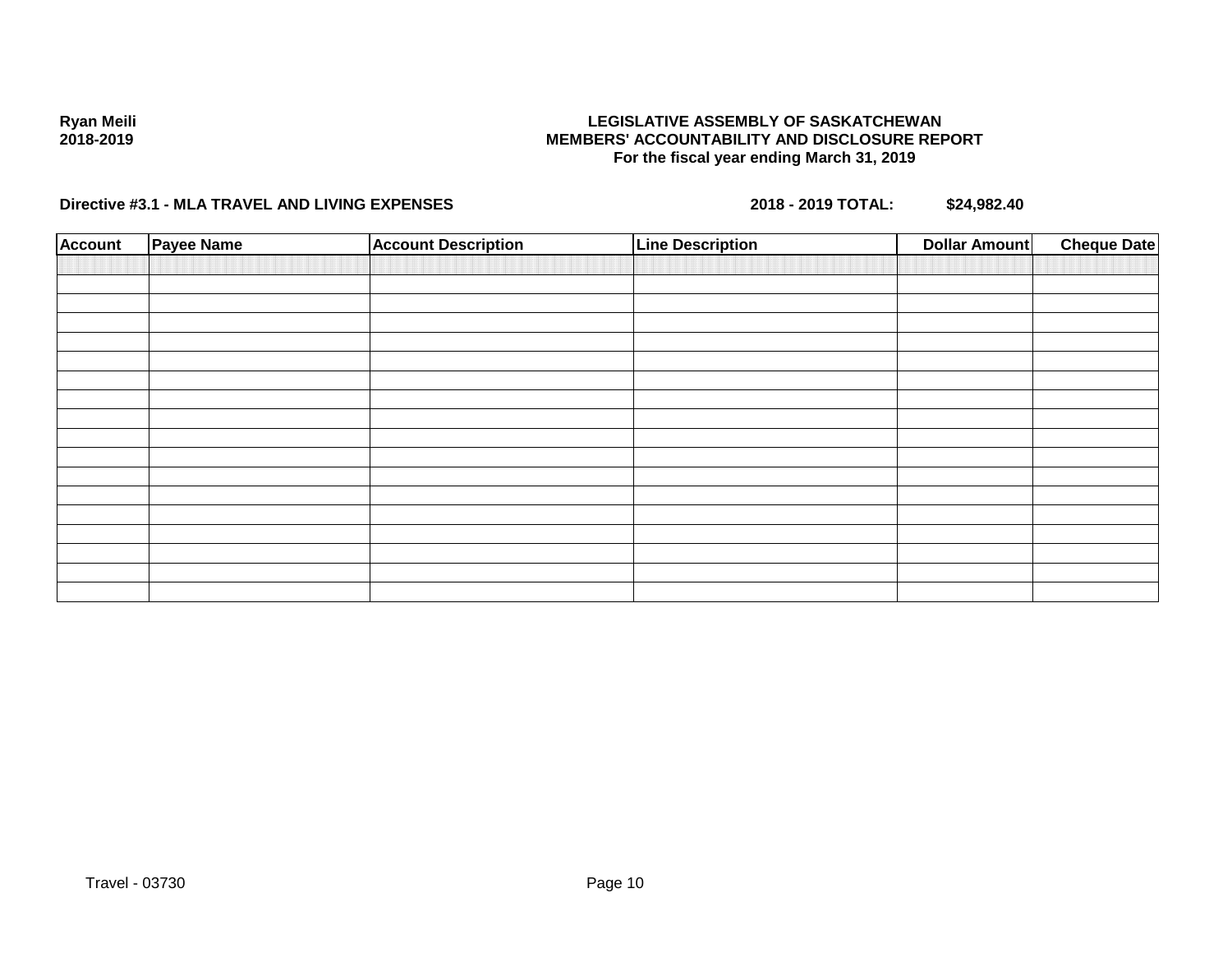**Ryan Meili**
**2018-2019**

**LEGISLATIVE ASSEMBLY OF SASKATCHEWAN**
**MEMBERS' ACCOUNTABILITY AND DISCLOSURE REPORT**
**For the fiscal year ending March 31, 2019**

**Directive #3.1 - MLA TRAVEL AND LIVING EXPENSES** **2018 - 2019 TOTAL: $24,982.40**

| Account | Payee Name | Account Description | Line Description | Dollar Amount | Cheque Date |
|---|---|---|---|---|---|
| | | | | | |
| | | | | | |
| | | | | | |
| | | | | | |
| | | | | | |
| | | | | | |
| | | | | | |
| | | | | | |
| | | | | | |
| | | | | | |
| | | | | | |
| | | | | | |
| | | | | | |
| | | | | | |
| | | | | | |
| | | | | | |
| | | | | | |
| | | | | | |

Travel - 03730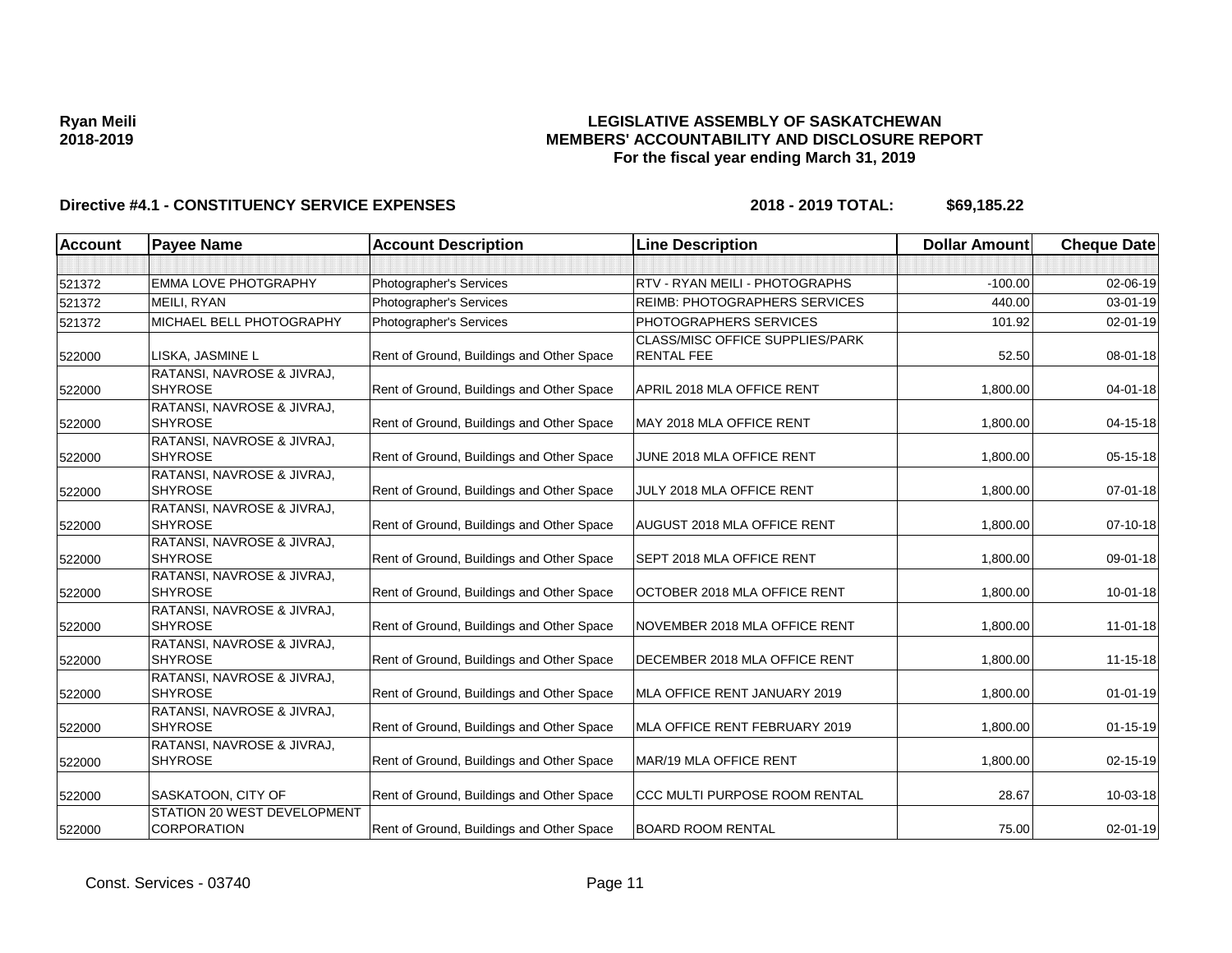Ryan Meili
2018-2019

**LEGISLATIVE ASSEMBLY OF SASKATCHEWAN**
**MEMBERS' ACCOUNTABILITY AND DISCLOSURE REPORT**
**For the fiscal year ending March 31, 2019**

**Directive #4.1 - CONSTITUENCY SERVICE EXPENSES** **2018 - 2019 TOTAL: $69,185.22**

| Account | Payee Name | Account Description | Line Description | Dollar Amount | Cheque Date |
|---|---|---|---|---|---|
| | | | | | |
| 521372 | EMMA LOVE PHOTGRAPHY | Photographer's Services | RTV - RYAN MEILI - PHOTOGRAPHS | -100.00 | 02-06-19 |
| 521372 | MEILI, RYAN | Photographer's Services | REIMB: PHOTOGRAPHERS SERVICES | 440.00 | 03-01-19 |
| 521372 | MICHAEL BELL PHOTOGRAPHY | Photographer's Services | PHOTOGRAPHERS SERVICES | 101.92 | 02-01-19 |
| 522000 | LISKA, JASMINE L | Rent of Ground, Buildings and Other Space | CLASS/MISC OFFICE SUPPLIES/PARK RENTAL FEE | 52.50 | 08-01-18 |
| 522000 | RATANSI, NAVROSE & JIVRAJ, SHYROSE | Rent of Ground, Buildings and Other Space | APRIL 2018 MLA OFFICE RENT | 1,800.00 | 04-01-18 |
| 522000 | RATANSI, NAVROSE & JIVRAJ, SHYROSE | Rent of Ground, Buildings and Other Space | MAY 2018 MLA OFFICE RENT | 1,800.00 | 04-15-18 |
| 522000 | RATANSI, NAVROSE & JIVRAJ, SHYROSE | Rent of Ground, Buildings and Other Space | JUNE 2018 MLA OFFICE RENT | 1,800.00 | 05-15-18 |
| 522000 | RATANSI, NAVROSE & JIVRAJ, SHYROSE | Rent of Ground, Buildings and Other Space | JULY 2018 MLA OFFICE RENT | 1,800.00 | 07-01-18 |
| 522000 | RATANSI, NAVROSE & JIVRAJ, SHYROSE | Rent of Ground, Buildings and Other Space | AUGUST 2018 MLA OFFICE RENT | 1,800.00 | 07-10-18 |
| 522000 | RATANSI, NAVROSE & JIVRAJ, SHYROSE | Rent of Ground, Buildings and Other Space | SEPT 2018 MLA OFFICE RENT | 1,800.00 | 09-01-18 |
| 522000 | RATANSI, NAVROSE & JIVRAJ, SHYROSE | Rent of Ground, Buildings and Other Space | OCTOBER 2018 MLA OFFICE RENT | 1,800.00 | 10-01-18 |
| 522000 | RATANSI, NAVROSE & JIVRAJ, SHYROSE | Rent of Ground, Buildings and Other Space | NOVEMBER 2018 MLA OFFICE RENT | 1,800.00 | 11-01-18 |
| 522000 | RATANSI, NAVROSE & JIVRAJ, SHYROSE | Rent of Ground, Buildings and Other Space | DECEMBER 2018 MLA OFFICE RENT | 1,800.00 | 11-15-18 |
| 522000 | RATANSI, NAVROSE & JIVRAJ, SHYROSE | Rent of Ground, Buildings and Other Space | MLA OFFICE RENT JANUARY 2019 | 1,800.00 | 01-01-19 |
| 522000 | RATANSI, NAVROSE & JIVRAJ, SHYROSE | Rent of Ground, Buildings and Other Space | MLA OFFICE RENT FEBRUARY 2019 | 1,800.00 | 01-15-19 |
| 522000 | RATANSI, NAVROSE & JIVRAJ, SHYROSE | Rent of Ground, Buildings and Other Space | MAR/19 MLA OFFICE RENT | 1,800.00 | 02-15-19 |
| 522000 | SASKATOON, CITY OF | Rent of Ground, Buildings and Other Space | CCC MULTI PURPOSE ROOM RENTAL | 28.67 | 10-03-18 |
| 522000 | STATION 20 WEST DEVELOPMENT CORPORATION | Rent of Ground, Buildings and Other Space | BOARD ROOM RENTAL | 75.00 | 02-01-19 |

Const. Services - 03740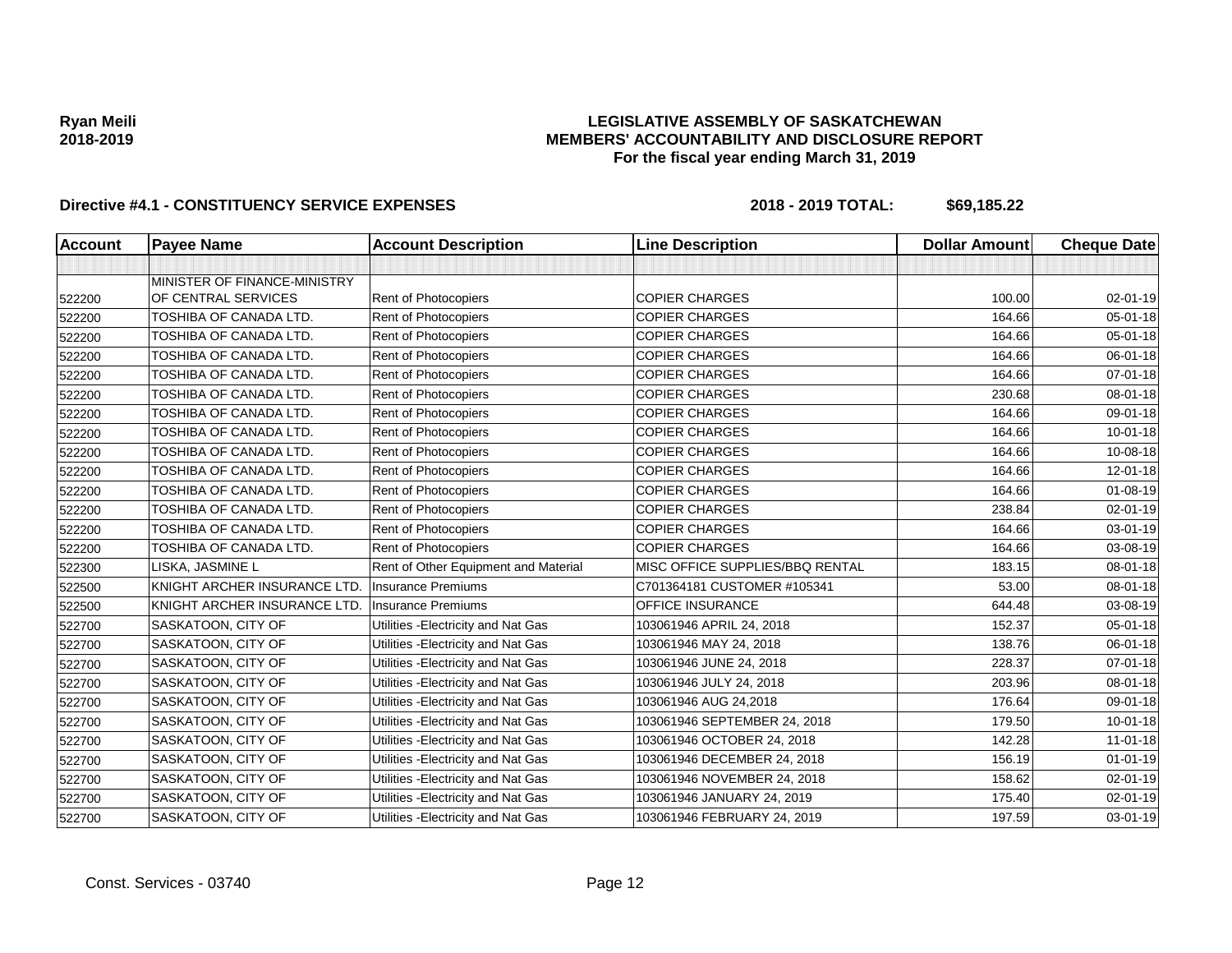**Ryan Meili**
**2018-2019**

**LEGISLATIVE ASSEMBLY OF SASKATCHEWAN**
**MEMBERS' ACCOUNTABILITY AND DISCLOSURE REPORT**
**For the fiscal year ending March 31, 2019**

**Directive #4.1 - CONSTITUENCY SERVICE EXPENSES** **2018 - 2019 TOTAL: $69,185.22**

| Account | Payee Name | Account Description | Line Description | Dollar Amount | Cheque Date |
|---|---|---|---|---|---|
| | | | | | |
| 522200 | MINISTER OF FINANCE-MINISTRY OF CENTRAL SERVICES | Rent of Photocopiers | COPIER CHARGES | 100.00 | 02-01-19 |
| 522200 | TOSHIBA OF CANADA LTD. | Rent of Photocopiers | COPIER CHARGES | 164.66 | 05-01-18 |
| 522200 | TOSHIBA OF CANADA LTD. | Rent of Photocopiers | COPIER CHARGES | 164.66 | 05-01-18 |
| 522200 | TOSHIBA OF CANADA LTD. | Rent of Photocopiers | COPIER CHARGES | 164.66 | 06-01-18 |
| 522200 | TOSHIBA OF CANADA LTD. | Rent of Photocopiers | COPIER CHARGES | 164.66 | 07-01-18 |
| 522200 | TOSHIBA OF CANADA LTD. | Rent of Photocopiers | COPIER CHARGES | 230.68 | 08-01-18 |
| 522200 | TOSHIBA OF CANADA LTD. | Rent of Photocopiers | COPIER CHARGES | 164.66 | 09-01-18 |
| 522200 | TOSHIBA OF CANADA LTD. | Rent of Photocopiers | COPIER CHARGES | 164.66 | 10-01-18 |
| 522200 | TOSHIBA OF CANADA LTD. | Rent of Photocopiers | COPIER CHARGES | 164.66 | 10-08-18 |
| 522200 | TOSHIBA OF CANADA LTD. | Rent of Photocopiers | COPIER CHARGES | 164.66 | 12-01-18 |
| 522200 | TOSHIBA OF CANADA LTD. | Rent of Photocopiers | COPIER CHARGES | 164.66 | 01-08-19 |
| 522200 | TOSHIBA OF CANADA LTD. | Rent of Photocopiers | COPIER CHARGES | 238.84 | 02-01-19 |
| 522200 | TOSHIBA OF CANADA LTD. | Rent of Photocopiers | COPIER CHARGES | 164.66 | 03-01-19 |
| 522200 | TOSHIBA OF CANADA LTD. | Rent of Photocopiers | COPIER CHARGES | 164.66 | 03-08-19 |
| 522300 | LISKA, JASMINE L | Rent of Other Equipment and Material | MISC OFFICE SUPPLIES/BBQ RENTAL | 183.15 | 08-01-18 |
| 522500 | KNIGHT ARCHER INSURANCE LTD. | Insurance Premiums | C701364181 CUSTOMER #105341 | 53.00 | 08-01-18 |
| 522500 | KNIGHT ARCHER INSURANCE LTD. | Insurance Premiums | OFFICE INSURANCE | 644.48 | 03-08-19 |
| 522700 | SASKATOON, CITY OF | Utilities -Electricity and Nat Gas | 103061946 APRIL 24, 2018 | 152.37 | 05-01-18 |
| 522700 | SASKATOON, CITY OF | Utilities -Electricity and Nat Gas | 103061946 MAY 24, 2018 | 138.76 | 06-01-18 |
| 522700 | SASKATOON, CITY OF | Utilities -Electricity and Nat Gas | 103061946 JUNE 24, 2018 | 228.37 | 07-01-18 |
| 522700 | SASKATOON, CITY OF | Utilities -Electricity and Nat Gas | 103061946 JULY 24, 2018 | 203.96 | 08-01-18 |
| 522700 | SASKATOON, CITY OF | Utilities -Electricity and Nat Gas | 103061946 AUG 24,2018 | 176.64 | 09-01-18 |
| 522700 | SASKATOON, CITY OF | Utilities -Electricity and Nat Gas | 103061946 SEPTEMBER 24, 2018 | 179.50 | 10-01-18 |
| 522700 | SASKATOON, CITY OF | Utilities -Electricity and Nat Gas | 103061946 OCTOBER 24, 2018 | 142.28 | 11-01-18 |
| 522700 | SASKATOON, CITY OF | Utilities -Electricity and Nat Gas | 103061946 DECEMBER 24, 2018 | 156.19 | 01-01-19 |
| 522700 | SASKATOON, CITY OF | Utilities -Electricity and Nat Gas | 103061946 NOVEMBER 24, 2018 | 158.62 | 02-01-19 |
| 522700 | SASKATOON, CITY OF | Utilities -Electricity and Nat Gas | 103061946 JANUARY 24, 2019 | 175.40 | 02-01-19 |
| 522700 | SASKATOON, CITY OF | Utilities -Electricity and Nat Gas | 103061946 FEBRUARY 24, 2019 | 197.59 | 03-01-19 |

Const. Services - 03740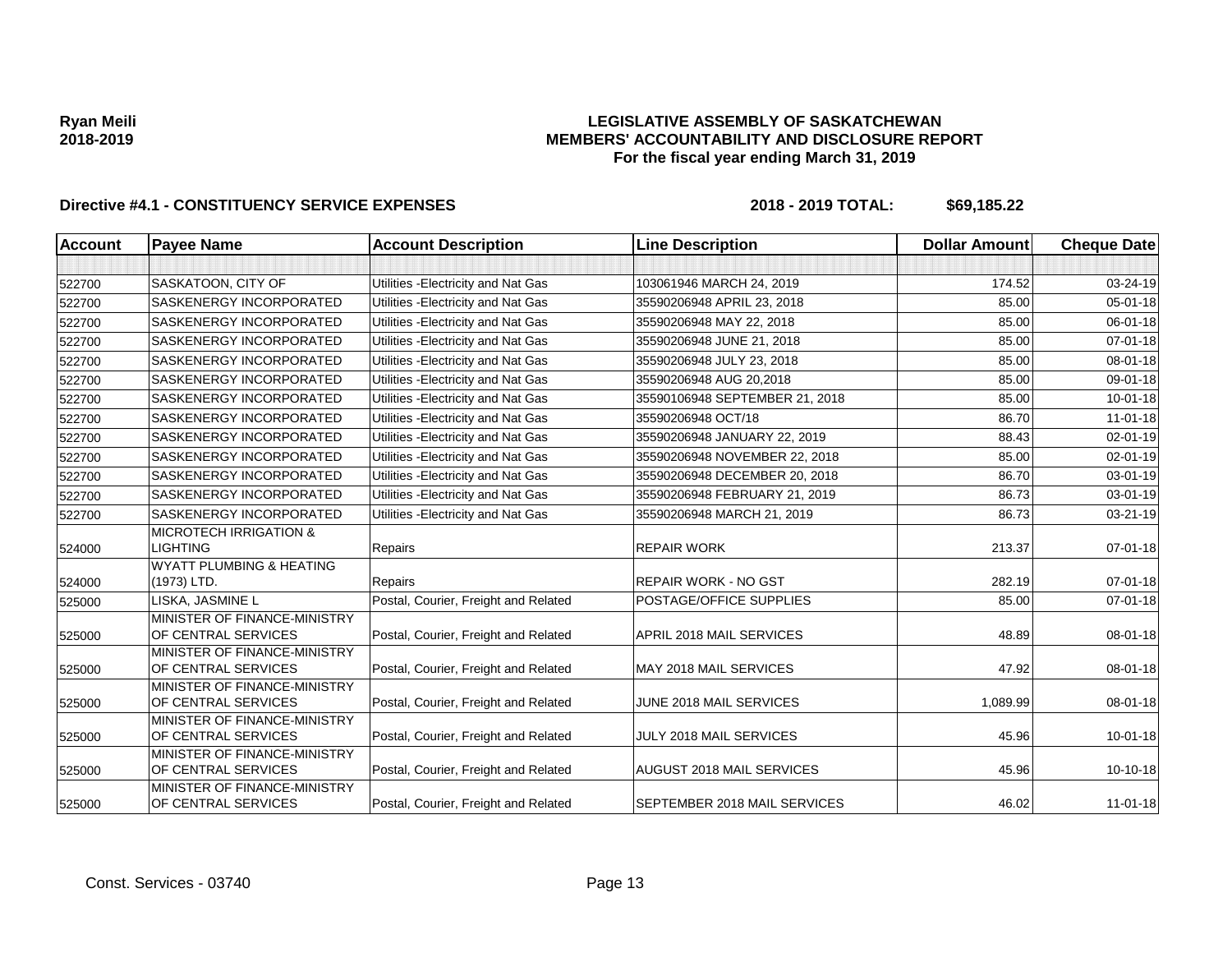**Ryan Meili**
**2018-2019**

# LEGISLATIVE ASSEMBLY OF SASKATCHEWAN
## MEMBERS' ACCOUNTABILITY AND DISCLOSURE REPORT
### For the fiscal year ending March 31, 2019

**Directive #4.1 - CONSTITUENCY SERVICE EXPENSES** **2018 - 2019 TOTAL: $69,185.22**

| Account | Payee Name | Account Description | Line Description | Dollar Amount | Cheque Date |
|---|---|---|---|---|---|
| | | | | | |
| 522700 | SASKATOON, CITY OF | Utilities -Electricity and Nat Gas | 103061946 MARCH 24, 2019 | 174.52 | 03-24-19 |
| 522700 | SASKENERGY INCORPORATED | Utilities -Electricity and Nat Gas | 35590206948 APRIL 23, 2018 | 85.00 | 05-01-18 |
| 522700 | SASKENERGY INCORPORATED | Utilities -Electricity and Nat Gas | 35590206948 MAY 22, 2018 | 85.00 | 06-01-18 |
| 522700 | SASKENERGY INCORPORATED | Utilities -Electricity and Nat Gas | 35590206948 JUNE 21, 2018 | 85.00 | 07-01-18 |
| 522700 | SASKENERGY INCORPORATED | Utilities -Electricity and Nat Gas | 35590206948 JULY 23, 2018 | 85.00 | 08-01-18 |
| 522700 | SASKENERGY INCORPORATED | Utilities -Electricity and Nat Gas | 35590206948 AUG 20,2018 | 85.00 | 09-01-18 |
| 522700 | SASKENERGY INCORPORATED | Utilities -Electricity and Nat Gas | 35590106948 SEPTEMBER 21, 2018 | 85.00 | 10-01-18 |
| 522700 | SASKENERGY INCORPORATED | Utilities -Electricity and Nat Gas | 35590206948 OCT/18 | 86.70 | 11-01-18 |
| 522700 | SASKENERGY INCORPORATED | Utilities -Electricity and Nat Gas | 35590206948 JANUARY 22, 2019 | 88.43 | 02-01-19 |
| 522700 | SASKENERGY INCORPORATED | Utilities -Electricity and Nat Gas | 35590206948 NOVEMBER 22, 2018 | 85.00 | 02-01-19 |
| 522700 | SASKENERGY INCORPORATED | Utilities -Electricity and Nat Gas | 35590206948 DECEMBER 20, 2018 | 86.70 | 03-01-19 |
| 522700 | SASKENERGY INCORPORATED | Utilities -Electricity and Nat Gas | 35590206948 FEBRUARY 21, 2019 | 86.73 | 03-01-19 |
| 522700 | SASKENERGY INCORPORATED | Utilities -Electricity and Nat Gas | 35590206948 MARCH 21, 2019 | 86.73 | 03-21-19 |
| 524000 | MICROTECH IRRIGATION & LIGHTING | Repairs | REPAIR WORK | 213.37 | 07-01-18 |
| 524000 | WYATT PLUMBING & HEATING (1973) LTD. | Repairs | REPAIR WORK - NO GST | 282.19 | 07-01-18 |
| 525000 | LISKA, JASMINE L | Postal, Courier, Freight and Related | POSTAGE/OFFICE SUPPLIES | 85.00 | 07-01-18 |
| 525000 | MINISTER OF FINANCE-MINISTRY OF CENTRAL SERVICES | Postal, Courier, Freight and Related | APRIL 2018 MAIL SERVICES | 48.89 | 08-01-18 |
| 525000 | MINISTER OF FINANCE-MINISTRY OF CENTRAL SERVICES | Postal, Courier, Freight and Related | MAY 2018 MAIL SERVICES | 47.92 | 08-01-18 |
| 525000 | MINISTER OF FINANCE-MINISTRY OF CENTRAL SERVICES | Postal, Courier, Freight and Related | JUNE 2018 MAIL SERVICES | 1,089.99 | 08-01-18 |
| 525000 | MINISTER OF FINANCE-MINISTRY OF CENTRAL SERVICES | Postal, Courier, Freight and Related | JULY 2018 MAIL SERVICES | 45.96 | 10-01-18 |
| 525000 | MINISTER OF FINANCE-MINISTRY OF CENTRAL SERVICES | Postal, Courier, Freight and Related | AUGUST 2018 MAIL SERVICES | 45.96 | 10-10-18 |
| 525000 | MINISTER OF FINANCE-MINISTRY OF CENTRAL SERVICES | Postal, Courier, Freight and Related | SEPTEMBER 2018 MAIL SERVICES | 46.02 | 11-01-18 |

Const. Services - 03740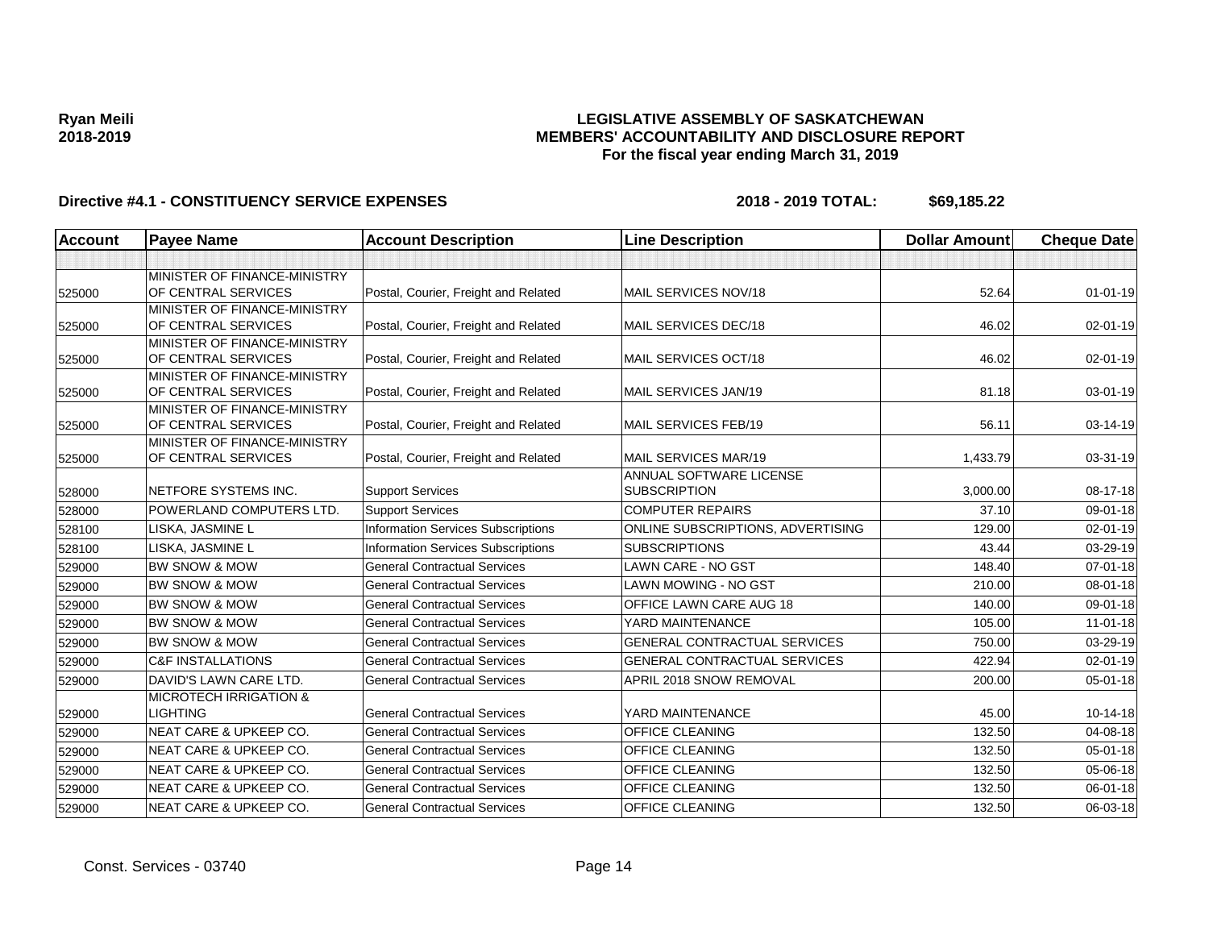**Ryan Meili**
**2018-2019**

**LEGISLATIVE ASSEMBLY OF SASKATCHEWAN**
**MEMBERS' ACCOUNTABILITY AND DISCLOSURE REPORT**
**For the fiscal year ending March 31, 2019**

**Directive #4.1 - CONSTITUENCY SERVICE EXPENSES** **2018 - 2019 TOTAL: $69,185.22**

| Account | Payee Name | Account Description | Line Description | Dollar Amount | Cheque Date |
|---|---|---|---|---|---|
| | | | | | |
| 525000 | MINISTER OF FINANCE-MINISTRY OF CENTRAL SERVICES | Postal, Courier, Freight and Related | MAIL SERVICES NOV/18 | 52.64 | 01-01-19 |
| 525000 | MINISTER OF FINANCE-MINISTRY OF CENTRAL SERVICES | Postal, Courier, Freight and Related | MAIL SERVICES DEC/18 | 46.02 | 02-01-19 |
| 525000 | MINISTER OF FINANCE-MINISTRY OF CENTRAL SERVICES | Postal, Courier, Freight and Related | MAIL SERVICES OCT/18 | 46.02 | 02-01-19 |
| 525000 | MINISTER OF FINANCE-MINISTRY OF CENTRAL SERVICES | Postal, Courier, Freight and Related | MAIL SERVICES JAN/19 | 81.18 | 03-01-19 |
| 525000 | MINISTER OF FINANCE-MINISTRY OF CENTRAL SERVICES | Postal, Courier, Freight and Related | MAIL SERVICES FEB/19 | 56.11 | 03-14-19 |
| 525000 | MINISTER OF FINANCE-MINISTRY OF CENTRAL SERVICES | Postal, Courier, Freight and Related | MAIL SERVICES MAR/19 | 1,433.79 | 03-31-19 |
| 528000 | NETFORE SYSTEMS INC. | Support Services | ANNUAL SOFTWARE LICENSE SUBSCRIPTION | 3,000.00 | 08-17-18 |
| 528000 | POWERLAND COMPUTERS LTD. | Support Services | COMPUTER REPAIRS | 37.10 | 09-01-18 |
| 528100 | LISKA, JASMINE L | Information Services Subscriptions | ONLINE SUBSCRIPTIONS, ADVERTISING | 129.00 | 02-01-19 |
| 528100 | LISKA, JASMINE L | Information Services Subscriptions | SUBSCRIPTIONS | 43.44 | 03-29-19 |
| 529000 | BW SNOW & MOW | General Contractual Services | LAWN CARE - NO GST | 148.40 | 07-01-18 |
| 529000 | BW SNOW & MOW | General Contractual Services | LAWN MOWING - NO GST | 210.00 | 08-01-18 |
| 529000 | BW SNOW & MOW | General Contractual Services | OFFICE LAWN CARE AUG 18 | 140.00 | 09-01-18 |
| 529000 | BW SNOW & MOW | General Contractual Services | YARD MAINTENANCE | 105.00 | 11-01-18 |
| 529000 | BW SNOW & MOW | General Contractual Services | GENERAL CONTRACTUAL SERVICES | 750.00 | 03-29-19 |
| 529000 | C&F INSTALLATIONS | General Contractual Services | GENERAL CONTRACTUAL SERVICES | 422.94 | 02-01-19 |
| 529000 | DAVID'S LAWN CARE LTD. | General Contractual Services | APRIL 2018 SNOW REMOVAL | 200.00 | 05-01-18 |
| 529000 | MICROTECH IRRIGATION & LIGHTING | General Contractual Services | YARD MAINTENANCE | 45.00 | 10-14-18 |
| 529000 | NEAT CARE & UPKEEP CO. | General Contractual Services | OFFICE CLEANING | 132.50 | 04-08-18 |
| 529000 | NEAT CARE & UPKEEP CO. | General Contractual Services | OFFICE CLEANING | 132.50 | 05-01-18 |
| 529000 | NEAT CARE & UPKEEP CO. | General Contractual Services | OFFICE CLEANING | 132.50 | 05-06-18 |
| 529000 | NEAT CARE & UPKEEP CO. | General Contractual Services | OFFICE CLEANING | 132.50 | 06-01-18 |
| 529000 | NEAT CARE & UPKEEP CO. | General Contractual Services | OFFICE CLEANING | 132.50 | 06-03-18 |

Const. Services - 03740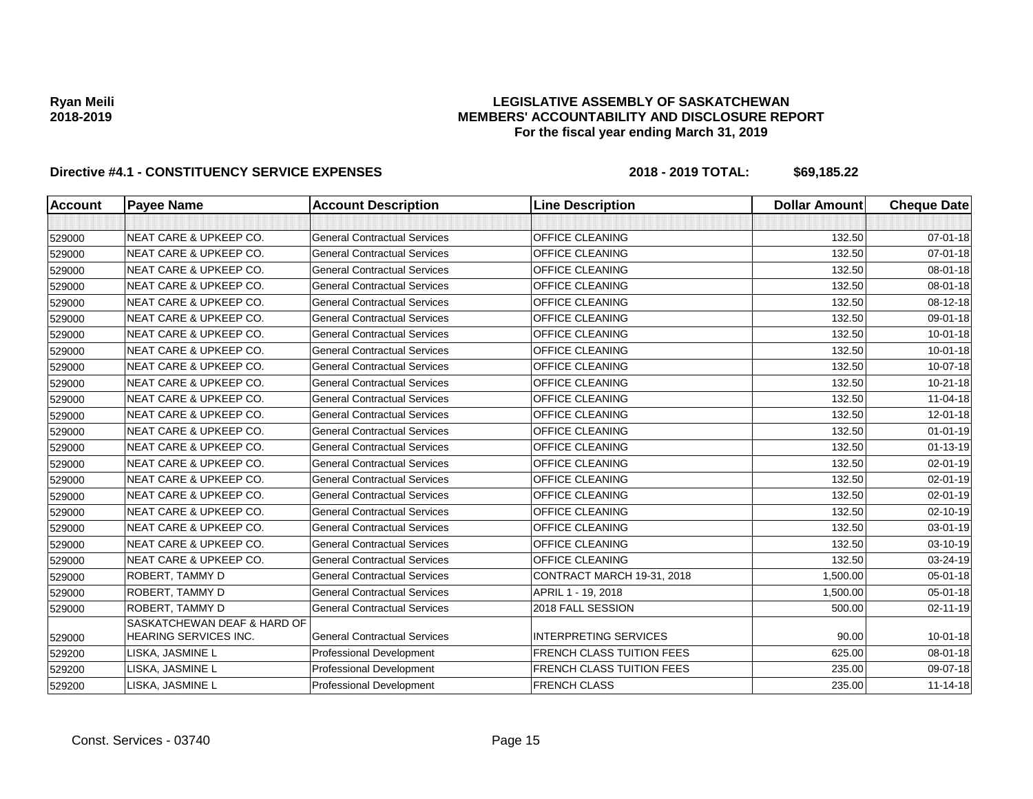**Ryan Meili**
**2018-2019**

# LEGISLATIVE ASSEMBLY OF SASKATCHEWAN
## MEMBERS' ACCOUNTABILITY AND DISCLOSURE REPORT
### For the fiscal year ending March 31, 2019

**Directive #4.1 - CONSTITUENCY SERVICE EXPENSES** **2018 - 2019 TOTAL: $69,185.22**

| Account | Payee Name | Account Description | Line Description | Dollar Amount | Cheque Date |
|---|---|---|---|---|---|
| | | | | | |
| 529000 | NEAT CARE & UPKEEP CO. | General Contractual Services | OFFICE CLEANING | 132.50 | 07-01-18 |
| 529000 | NEAT CARE & UPKEEP CO. | General Contractual Services | OFFICE CLEANING | 132.50 | 07-01-18 |
| 529000 | NEAT CARE & UPKEEP CO. | General Contractual Services | OFFICE CLEANING | 132.50 | 08-01-18 |
| 529000 | NEAT CARE & UPKEEP CO. | General Contractual Services | OFFICE CLEANING | 132.50 | 08-01-18 |
| 529000 | NEAT CARE & UPKEEP CO. | General Contractual Services | OFFICE CLEANING | 132.50 | 08-12-18 |
| 529000 | NEAT CARE & UPKEEP CO. | General Contractual Services | OFFICE CLEANING | 132.50 | 09-01-18 |
| 529000 | NEAT CARE & UPKEEP CO. | General Contractual Services | OFFICE CLEANING | 132.50 | 10-01-18 |
| 529000 | NEAT CARE & UPKEEP CO. | General Contractual Services | OFFICE CLEANING | 132.50 | 10-01-18 |
| 529000 | NEAT CARE & UPKEEP CO. | General Contractual Services | OFFICE CLEANING | 132.50 | 10-07-18 |
| 529000 | NEAT CARE & UPKEEP CO. | General Contractual Services | OFFICE CLEANING | 132.50 | 10-21-18 |
| 529000 | NEAT CARE & UPKEEP CO. | General Contractual Services | OFFICE CLEANING | 132.50 | 11-04-18 |
| 529000 | NEAT CARE & UPKEEP CO. | General Contractual Services | OFFICE CLEANING | 132.50 | 12-01-18 |
| 529000 | NEAT CARE & UPKEEP CO. | General Contractual Services | OFFICE CLEANING | 132.50 | 01-01-19 |
| 529000 | NEAT CARE & UPKEEP CO. | General Contractual Services | OFFICE CLEANING | 132.50 | 01-13-19 |
| 529000 | NEAT CARE & UPKEEP CO. | General Contractual Services | OFFICE CLEANING | 132.50 | 02-01-19 |
| 529000 | NEAT CARE & UPKEEP CO. | General Contractual Services | OFFICE CLEANING | 132.50 | 02-01-19 |
| 529000 | NEAT CARE & UPKEEP CO. | General Contractual Services | OFFICE CLEANING | 132.50 | 02-01-19 |
| 529000 | NEAT CARE & UPKEEP CO. | General Contractual Services | OFFICE CLEANING | 132.50 | 02-10-19 |
| 529000 | NEAT CARE & UPKEEP CO. | General Contractual Services | OFFICE CLEANING | 132.50 | 03-01-19 |
| 529000 | NEAT CARE & UPKEEP CO. | General Contractual Services | OFFICE CLEANING | 132.50 | 03-10-19 |
| 529000 | NEAT CARE & UPKEEP CO. | General Contractual Services | OFFICE CLEANING | 132.50 | 03-24-19 |
| 529000 | ROBERT, TAMMY D | General Contractual Services | CONTRACT MARCH 19-31, 2018 | 1,500.00 | 05-01-18 |
| 529000 | ROBERT, TAMMY D | General Contractual Services | APRIL 1 - 19, 2018 | 1,500.00 | 05-01-18 |
| 529000 | ROBERT, TAMMY D | General Contractual Services | 2018 FALL SESSION | 500.00 | 02-11-19 |
| 529000 | SASKATCHEWAN DEAF & HARD OF HEARING SERVICES INC. | General Contractual Services | INTERPRETING SERVICES | 90.00 | 10-01-18 |
| 529200 | LISKA, JASMINE L | Professional Development | FRENCH CLASS TUITION FEES | 625.00 | 08-01-18 |
| 529200 | LISKA, JASMINE L | Professional Development | FRENCH CLASS TUITION FEES | 235.00 | 09-07-18 |
| 529200 | LISKA, JASMINE L | Professional Development | FRENCH CLASS | 235.00 | 11-14-18 |

Const. Services - 03740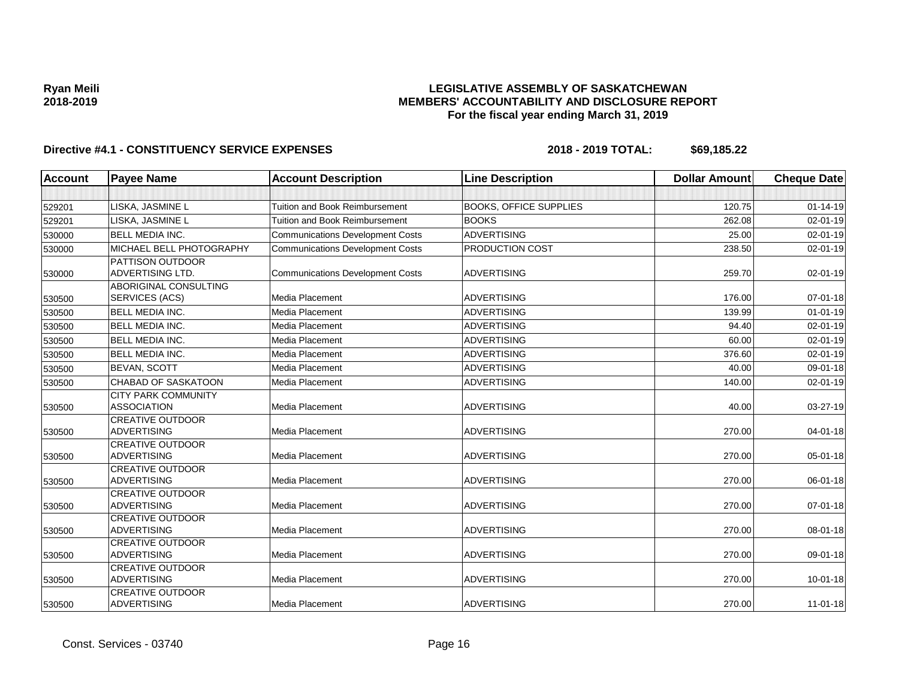**Ryan Meili**
**2018-2019**

**LEGISLATIVE ASSEMBLY OF SASKATCHEWAN**
**MEMBERS' ACCOUNTABILITY AND DISCLOSURE REPORT**
**For the fiscal year ending March 31, 2019**

**Directive #4.1 - CONSTITUENCY SERVICE EXPENSES** **2018 - 2019 TOTAL: $69,185.22**

| Account | Payee Name | Account Description | Line Description | Dollar Amount | Cheque Date |
|---|---|---|---|---|---|
| | | | | | |
| 529201 | LISKA, JASMINE L | Tuition and Book Reimbursement | BOOKS, OFFICE SUPPLIES | 120.75 | 01-14-19 |
| 529201 | LISKA, JASMINE L | Tuition and Book Reimbursement | BOOKS | 262.08 | 02-01-19 |
| 530000 | BELL MEDIA INC. | Communications Development Costs | ADVERTISING | 25.00 | 02-01-19 |
| 530000 | MICHAEL BELL PHOTOGRAPHY | Communications Development Costs | PRODUCTION COST | 238.50 | 02-01-19 |
| 530000 | PATTISON OUTDOOR ADVERTISING LTD. | Communications Development Costs | ADVERTISING | 259.70 | 02-01-19 |
| 530500 | ABORIGINAL CONSULTING SERVICES (ACS) | Media Placement | ADVERTISING | 176.00 | 07-01-18 |
| 530500 | BELL MEDIA INC. | Media Placement | ADVERTISING | 139.99 | 01-01-19 |
| 530500 | BELL MEDIA INC. | Media Placement | ADVERTISING | 94.40 | 02-01-19 |
| 530500 | BELL MEDIA INC. | Media Placement | ADVERTISING | 60.00 | 02-01-19 |
| 530500 | BELL MEDIA INC. | Media Placement | ADVERTISING | 376.60 | 02-01-19 |
| 530500 | BEVAN, SCOTT | Media Placement | ADVERTISING | 40.00 | 09-01-18 |
| 530500 | CHABAD OF SASKATOON | Media Placement | ADVERTISING | 140.00 | 02-01-19 |
| 530500 | CITY PARK COMMUNITY ASSOCIATION | Media Placement | ADVERTISING | 40.00 | 03-27-19 |
| 530500 | CREATIVE OUTDOOR ADVERTISING | Media Placement | ADVERTISING | 270.00 | 04-01-18 |
| 530500 | CREATIVE OUTDOOR ADVERTISING | Media Placement | ADVERTISING | 270.00 | 05-01-18 |
| 530500 | CREATIVE OUTDOOR ADVERTISING | Media Placement | ADVERTISING | 270.00 | 06-01-18 |
| 530500 | CREATIVE OUTDOOR ADVERTISING | Media Placement | ADVERTISING | 270.00 | 07-01-18 |
| 530500 | CREATIVE OUTDOOR ADVERTISING | Media Placement | ADVERTISING | 270.00 | 08-01-18 |
| 530500 | CREATIVE OUTDOOR ADVERTISING | Media Placement | ADVERTISING | 270.00 | 09-01-18 |
| 530500 | CREATIVE OUTDOOR ADVERTISING | Media Placement | ADVERTISING | 270.00 | 10-01-18 |
| 530500 | CREATIVE OUTDOOR ADVERTISING | Media Placement | ADVERTISING | 270.00 | 11-01-18 |

Const. Services - 03740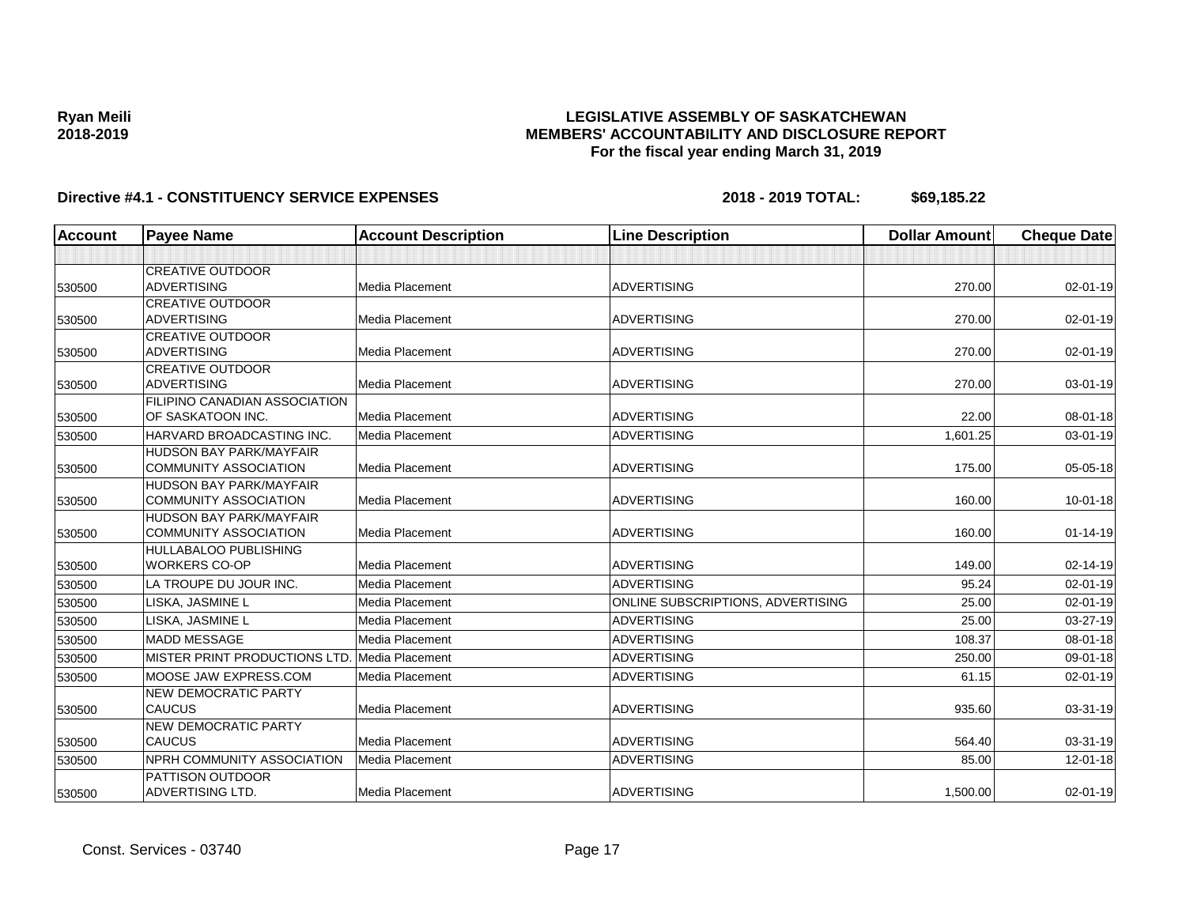**Ryan Meili**
**2018-2019**

# LEGISLATIVE ASSEMBLY OF SASKATCHEWAN
## MEMBERS' ACCOUNTABILITY AND DISCLOSURE REPORT
### For the fiscal year ending March 31, 2019

**Directive #4.1 - CONSTITUENCY SERVICE EXPENSES** **2018 - 2019 TOTAL: $69,185.22**

| Account | Payee Name | Account Description | Line Description | Dollar Amount | Cheque Date |
|---|---|---|---|---|---|
| | | | | | |
| 530500 | CREATIVE OUTDOOR ADVERTISING | Media Placement | ADVERTISING | 270.00 | 02-01-19 |
| 530500 | CREATIVE OUTDOOR ADVERTISING | Media Placement | ADVERTISING | 270.00 | 02-01-19 |
| 530500 | CREATIVE OUTDOOR ADVERTISING | Media Placement | ADVERTISING | 270.00 | 02-01-19 |
| 530500 | CREATIVE OUTDOOR ADVERTISING | Media Placement | ADVERTISING | 270.00 | 03-01-19 |
| 530500 | FILIPINO CANADIAN ASSOCIATION OF SASKATOON INC. | Media Placement | ADVERTISING | 22.00 | 08-01-18 |
| 530500 | HARVARD BROADCASTING INC. | Media Placement | ADVERTISING | 1,601.25 | 03-01-19 |
| 530500 | HUDSON BAY PARK/MAYFAIR COMMUNITY ASSOCIATION | Media Placement | ADVERTISING | 175.00 | 05-05-18 |
| 530500 | HUDSON BAY PARK/MAYFAIR COMMUNITY ASSOCIATION | Media Placement | ADVERTISING | 160.00 | 10-01-18 |
| 530500 | HUDSON BAY PARK/MAYFAIR COMMUNITY ASSOCIATION | Media Placement | ADVERTISING | 160.00 | 01-14-19 |
| 530500 | HULLABALOO PUBLISHING WORKERS CO-OP | Media Placement | ADVERTISING | 149.00 | 02-14-19 |
| 530500 | LA TROUPE DU JOUR INC. | Media Placement | ADVERTISING | 95.24 | 02-01-19 |
| 530500 | LISKA, JASMINE L | Media Placement | ONLINE SUBSCRIPTIONS, ADVERTISING | 25.00 | 02-01-19 |
| 530500 | LISKA, JASMINE L | Media Placement | ADVERTISING | 25.00 | 03-27-19 |
| 530500 | MADD MESSAGE | Media Placement | ADVERTISING | 108.37 | 08-01-18 |
| 530500 | MISTER PRINT PRODUCTIONS LTD. | Media Placement | ADVERTISING | 250.00 | 09-01-18 |
| 530500 | MOOSE JAW EXPRESS.COM | Media Placement | ADVERTISING | 61.15 | 02-01-19 |
| 530500 | NEW DEMOCRATIC PARTY CAUCUS | Media Placement | ADVERTISING | 935.60 | 03-31-19 |
| 530500 | NEW DEMOCRATIC PARTY CAUCUS | Media Placement | ADVERTISING | 564.40 | 03-31-19 |
| 530500 | NPRH COMMUNITY ASSOCIATION | Media Placement | ADVERTISING | 85.00 | 12-01-18 |
| 530500 | PATTISON OUTDOOR ADVERTISING LTD. | Media Placement | ADVERTISING | 1,500.00 | 02-01-19 |

Const. Services - 03740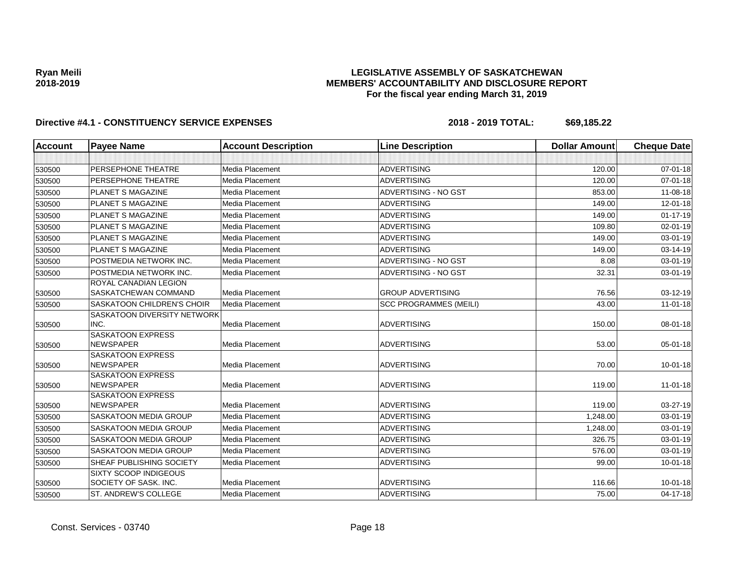Ryan Meili
2018-2019

**LEGISLATIVE ASSEMBLY OF SASKATCHEWAN**
**MEMBERS' ACCOUNTABILITY AND DISCLOSURE REPORT**
**For the fiscal year ending March 31, 2019**

**Directive #4.1 - CONSTITUENCY SERVICE EXPENSES** **2018 - 2019 TOTAL: $69,185.22**

| Account | Payee Name | Account Description | Line Description | Dollar Amount | Cheque Date |
|---|---|---|---|---|---|
| | | | | | |
| 530500 | PERSEPHONE THEATRE | Media Placement | ADVERTISING | 120.00 | 07-01-18 |
| 530500 | PERSEPHONE THEATRE | Media Placement | ADVERTISING | 120.00 | 07-01-18 |
| 530500 | PLANET S MAGAZINE | Media Placement | ADVERTISING - NO GST | 853.00 | 11-08-18 |
| 530500 | PLANET S MAGAZINE | Media Placement | ADVERTISING | 149.00 | 12-01-18 |
| 530500 | PLANET S MAGAZINE | Media Placement | ADVERTISING | 149.00 | 01-17-19 |
| 530500 | PLANET S MAGAZINE | Media Placement | ADVERTISING | 109.80 | 02-01-19 |
| 530500 | PLANET S MAGAZINE | Media Placement | ADVERTISING | 149.00 | 03-01-19 |
| 530500 | PLANET S MAGAZINE | Media Placement | ADVERTISING | 149.00 | 03-14-19 |
| 530500 | POSTMEDIA NETWORK INC. | Media Placement | ADVERTISING - NO GST | 8.08 | 03-01-19 |
| 530500 | POSTMEDIA NETWORK INC. | Media Placement | ADVERTISING - NO GST | 32.31 | 03-01-19 |
| 530500 | ROYAL CANADIAN LEGION SASKATCHEWAN COMMAND | Media Placement | GROUP ADVERTISING | 76.56 | 03-12-19 |
| 530500 | SASKATOON CHILDREN'S CHOIR | Media Placement | SCC PROGRAMMES (MEILI) | 43.00 | 11-01-18 |
| 530500 | SASKATOON DIVERSITY NETWORK INC. | Media Placement | ADVERTISING | 150.00 | 08-01-18 |
| 530500 | SASKATOON EXPRESS NEWSPAPER | Media Placement | ADVERTISING | 53.00 | 05-01-18 |
| 530500 | SASKATOON EXPRESS NEWSPAPER | Media Placement | ADVERTISING | 70.00 | 10-01-18 |
| 530500 | SASKATOON EXPRESS NEWSPAPER | Media Placement | ADVERTISING | 119.00 | 11-01-18 |
| 530500 | SASKATOON EXPRESS NEWSPAPER | Media Placement | ADVERTISING | 119.00 | 03-27-19 |
| 530500 | SASKATOON MEDIA GROUP | Media Placement | ADVERTISING | 1,248.00 | 03-01-19 |
| 530500 | SASKATOON MEDIA GROUP | Media Placement | ADVERTISING | 1,248.00 | 03-01-19 |
| 530500 | SASKATOON MEDIA GROUP | Media Placement | ADVERTISING | 326.75 | 03-01-19 |
| 530500 | SASKATOON MEDIA GROUP | Media Placement | ADVERTISING | 576.00 | 03-01-19 |
| 530500 | SHEAF PUBLISHING SOCIETY | Media Placement | ADVERTISING | 99.00 | 10-01-18 |
| 530500 | SIXTY SCOOP INDIGEOUS SOCIETY OF SASK. INC. | Media Placement | ADVERTISING | 116.66 | 10-01-18 |
| 530500 | ST. ANDREW'S COLLEGE | Media Placement | ADVERTISING | 75.00 | 04-17-18 |

Const. Services - 03740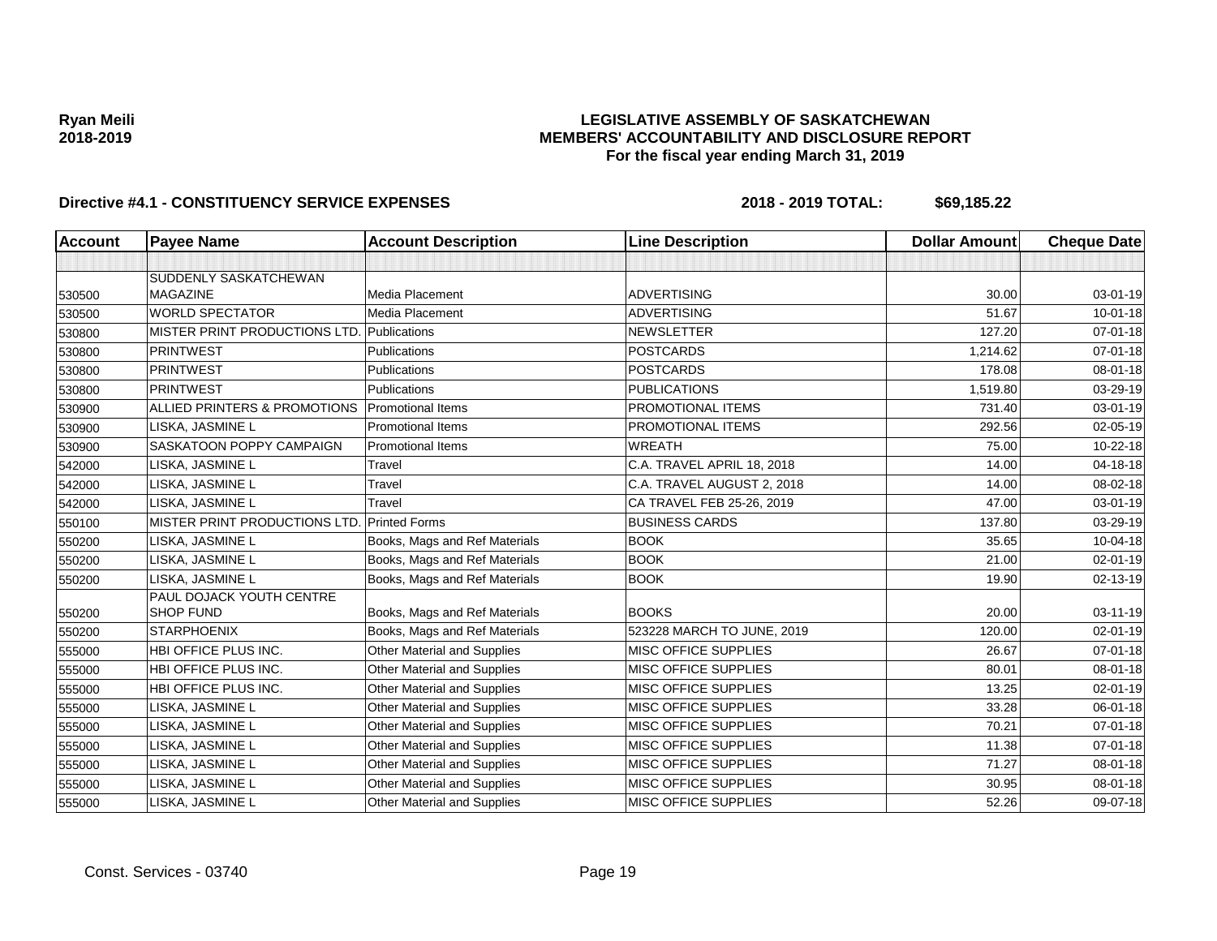**Ryan Meili**
**2018-2019**

# LEGISLATIVE ASSEMBLY OF SASKATCHEWAN
## MEMBERS' ACCOUNTABILITY AND DISCLOSURE REPORT
### For the fiscal year ending March 31, 2019

**Directive #4.1 - CONSTITUENCY SERVICE EXPENSES** **2018 - 2019 TOTAL: $69,185.22**

| Account | Payee Name | Account Description | Line Description | Dollar Amount | Cheque Date |
|---|---|---|---|---|---|
| | | | | | |
| 530500 | SUDDENLY SASKATCHEWAN MAGAZINE | Media Placement | ADVERTISING | 30.00 | 03-01-19 |
| 530500 | WORLD SPECTATOR | Media Placement | ADVERTISING | 51.67 | 10-01-18 |
| 530800 | MISTER PRINT PRODUCTIONS LTD. | Publications | NEWSLETTER | 127.20 | 07-01-18 |
| 530800 | PRINTWEST | Publications | POSTCARDS | 1,214.62 | 07-01-18 |
| 530800 | PRINTWEST | Publications | POSTCARDS | 178.08 | 08-01-18 |
| 530800 | PRINTWEST | Publications | PUBLICATIONS | 1,519.80 | 03-29-19 |
| 530900 | ALLIED PRINTERS & PROMOTIONS | Promotional Items | PROMOTIONAL ITEMS | 731.40 | 03-01-19 |
| 530900 | LISKA, JASMINE L | Promotional Items | PROMOTIONAL ITEMS | 292.56 | 02-05-19 |
| 530900 | SASKATOON POPPY CAMPAIGN | Promotional Items | WREATH | 75.00 | 10-22-18 |
| 542000 | LISKA, JASMINE L | Travel | C.A. TRAVEL APRIL 18, 2018 | 14.00 | 04-18-18 |
| 542000 | LISKA, JASMINE L | Travel | C.A. TRAVEL AUGUST 2, 2018 | 14.00 | 08-02-18 |
| 542000 | LISKA, JASMINE L | Travel | CA TRAVEL FEB 25-26, 2019 | 47.00 | 03-01-19 |
| 550100 | MISTER PRINT PRODUCTIONS LTD. | Printed Forms | BUSINESS CARDS | 137.80 | 03-29-19 |
| 550200 | LISKA, JASMINE L | Books, Mags and Ref Materials | BOOK | 35.65 | 10-04-18 |
| 550200 | LISKA, JASMINE L | Books, Mags and Ref Materials | BOOK | 21.00 | 02-01-19 |
| 550200 | LISKA, JASMINE L | Books, Mags and Ref Materials | BOOK | 19.90 | 02-13-19 |
| 550200 | PAUL DOJACK YOUTH CENTRE SHOP FUND | Books, Mags and Ref Materials | BOOKS | 20.00 | 03-11-19 |
| 550200 | STARPHOENIX | Books, Mags and Ref Materials | 523228 MARCH TO JUNE, 2019 | 120.00 | 02-01-19 |
| 555000 | HBI OFFICE PLUS INC. | Other Material and Supplies | MISC OFFICE SUPPLIES | 26.67 | 07-01-18 |
| 555000 | HBI OFFICE PLUS INC. | Other Material and Supplies | MISC OFFICE SUPPLIES | 80.01 | 08-01-18 |
| 555000 | HBI OFFICE PLUS INC. | Other Material and Supplies | MISC OFFICE SUPPLIES | 13.25 | 02-01-19 |
| 555000 | LISKA, JASMINE L | Other Material and Supplies | MISC OFFICE SUPPLIES | 33.28 | 06-01-18 |
| 555000 | LISKA, JASMINE L | Other Material and Supplies | MISC OFFICE SUPPLIES | 70.21 | 07-01-18 |
| 555000 | LISKA, JASMINE L | Other Material and Supplies | MISC OFFICE SUPPLIES | 11.38 | 07-01-18 |
| 555000 | LISKA, JASMINE L | Other Material and Supplies | MISC OFFICE SUPPLIES | 71.27 | 08-01-18 |
| 555000 | LISKA, JASMINE L | Other Material and Supplies | MISC OFFICE SUPPLIES | 30.95 | 08-01-18 |
| 555000 | LISKA, JASMINE L | Other Material and Supplies | MISC OFFICE SUPPLIES | 52.26 | 09-07-18 |

Const. Services - 03740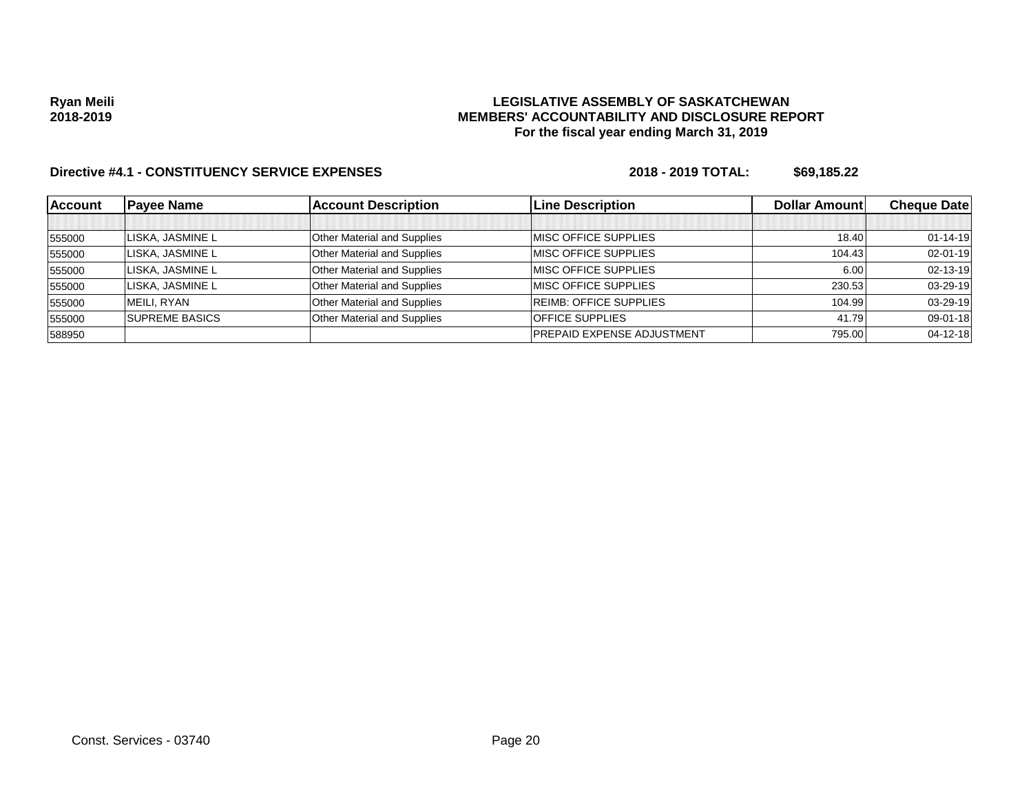**Ryan Meili**
**2018-2019**

## LEGISLATIVE ASSEMBLY OF SASKATCHEWAN
## MEMBERS' ACCOUNTABILITY AND DISCLOSURE REPORT
### For the fiscal year ending March 31, 2019

**Directive #4.1 - CONSTITUENCY SERVICE EXPENSES** **2018 - 2019 TOTAL: $69,185.22**

| Account | Payee Name | Account Description | Line Description | Dollar Amount | Cheque Date |
|---|---|---|---|---|---|
| | | | | | |
| 555000 | LISKA, JASMINE L | Other Material and Supplies | MISC OFFICE SUPPLIES | 18.40 | 01-14-19 |
| 555000 | LISKA, JASMINE L | Other Material and Supplies | MISC OFFICE SUPPLIES | 104.43 | 02-01-19 |
| 555000 | LISKA, JASMINE L | Other Material and Supplies | MISC OFFICE SUPPLIES | 6.00 | 02-13-19 |
| 555000 | LISKA, JASMINE L | Other Material and Supplies | MISC OFFICE SUPPLIES | 230.53 | 03-29-19 |
| 555000 | MEILI, RYAN | Other Material and Supplies | REIMB: OFFICE SUPPLIES | 104.99 | 03-29-19 |
| 555000 | SUPREME BASICS | Other Material and Supplies | OFFICE SUPPLIES | 41.79 | 09-01-18 |
| 588950 | | | PREPAID EXPENSE ADJUSTMENT | 795.00 | 04-12-18 |

Const. Services - 03740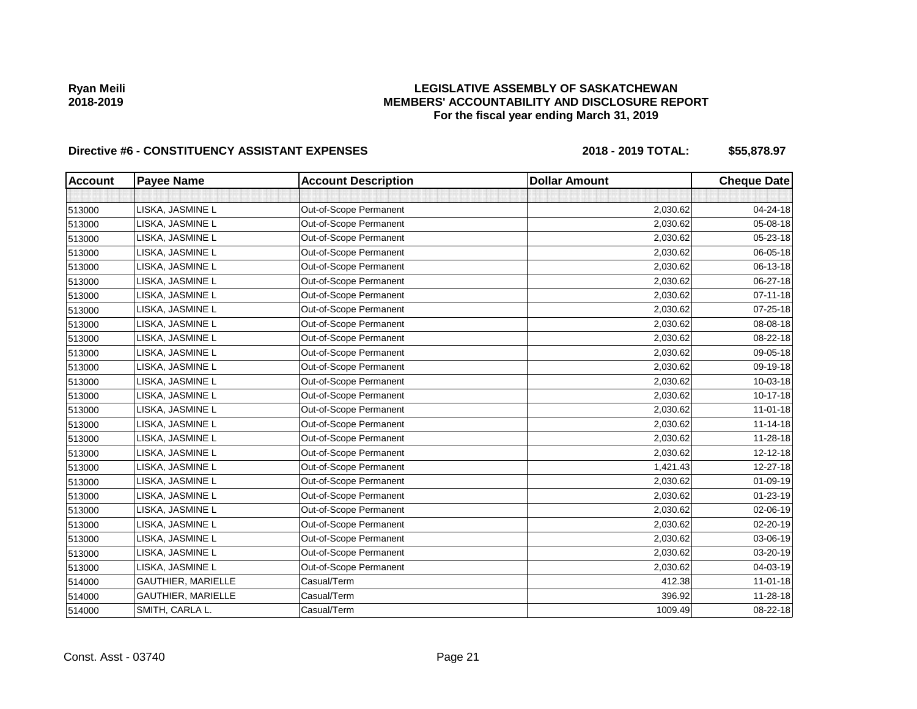**Ryan Meili**
**2018-2019**

# LEGISLATIVE ASSEMBLY OF SASKATCHEWAN
## MEMBERS' ACCOUNTABILITY AND DISCLOSURE REPORT
### For the fiscal year ending March 31, 2019

**Directive #6 - CONSTITUENCY ASSISTANT EXPENSES** **2018 - 2019 TOTAL: $55,878.97**

| Account | Payee Name | Account Description | Dollar Amount | Cheque Date |
|---|---|---|---|---|
| | | | | |
| 513000 | LISKA, JASMINE L | Out-of-Scope Permanent | 2,030.62 | 04-24-18 |
| 513000 | LISKA, JASMINE L | Out-of-Scope Permanent | 2,030.62 | 05-08-18 |
| 513000 | LISKA, JASMINE L | Out-of-Scope Permanent | 2,030.62 | 05-23-18 |
| 513000 | LISKA, JASMINE L | Out-of-Scope Permanent | 2,030.62 | 06-05-18 |
| 513000 | LISKA, JASMINE L | Out-of-Scope Permanent | 2,030.62 | 06-13-18 |
| 513000 | LISKA, JASMINE L | Out-of-Scope Permanent | 2,030.62 | 06-27-18 |
| 513000 | LISKA, JASMINE L | Out-of-Scope Permanent | 2,030.62 | 07-11-18 |
| 513000 | LISKA, JASMINE L | Out-of-Scope Permanent | 2,030.62 | 07-25-18 |
| 513000 | LISKA, JASMINE L | Out-of-Scope Permanent | 2,030.62 | 08-08-18 |
| 513000 | LISKA, JASMINE L | Out-of-Scope Permanent | 2,030.62 | 08-22-18 |
| 513000 | LISKA, JASMINE L | Out-of-Scope Permanent | 2,030.62 | 09-05-18 |
| 513000 | LISKA, JASMINE L | Out-of-Scope Permanent | 2,030.62 | 09-19-18 |
| 513000 | LISKA, JASMINE L | Out-of-Scope Permanent | 2,030.62 | 10-03-18 |
| 513000 | LISKA, JASMINE L | Out-of-Scope Permanent | 2,030.62 | 10-17-18 |
| 513000 | LISKA, JASMINE L | Out-of-Scope Permanent | 2,030.62 | 11-01-18 |
| 513000 | LISKA, JASMINE L | Out-of-Scope Permanent | 2,030.62 | 11-14-18 |
| 513000 | LISKA, JASMINE L | Out-of-Scope Permanent | 2,030.62 | 11-28-18 |
| 513000 | LISKA, JASMINE L | Out-of-Scope Permanent | 2,030.62 | 12-12-18 |
| 513000 | LISKA, JASMINE L | Out-of-Scope Permanent | 1,421.43 | 12-27-18 |
| 513000 | LISKA, JASMINE L | Out-of-Scope Permanent | 2,030.62 | 01-09-19 |
| 513000 | LISKA, JASMINE L | Out-of-Scope Permanent | 2,030.62 | 01-23-19 |
| 513000 | LISKA, JASMINE L | Out-of-Scope Permanent | 2,030.62 | 02-06-19 |
| 513000 | LISKA, JASMINE L | Out-of-Scope Permanent | 2,030.62 | 02-20-19 |
| 513000 | LISKA, JASMINE L | Out-of-Scope Permanent | 2,030.62 | 03-06-19 |
| 513000 | LISKA, JASMINE L | Out-of-Scope Permanent | 2,030.62 | 03-20-19 |
| 513000 | LISKA, JASMINE L | Out-of-Scope Permanent | 2,030.62 | 04-03-19 |
| 514000 | GAUTHIER, MARIELLE | Casual/Term | 412.38 | 11-01-18 |
| 514000 | GAUTHIER, MARIELLE | Casual/Term | 396.92 | 11-28-18 |
| 514000 | SMITH, CARLA L. | Casual/Term | 1009.49 | 08-22-18 |

Const. Asst - 03740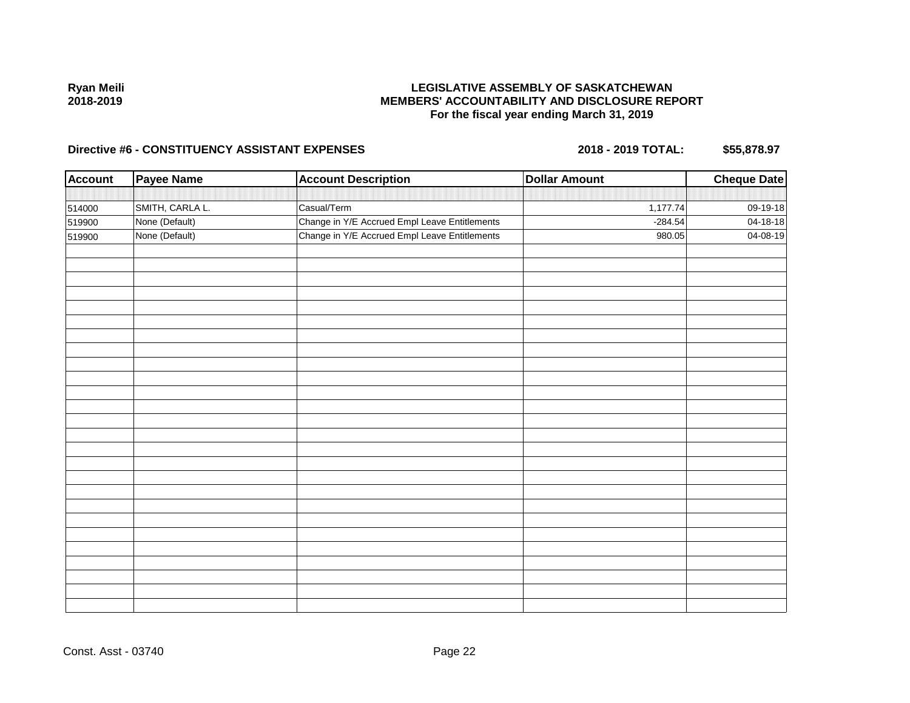**Ryan Meili**
**2018-2019**

# LEGISLATIVE ASSEMBLY OF SASKATCHEWAN
## MEMBERS' ACCOUNTABILITY AND DISCLOSURE REPORT
### For the fiscal year ending March 31, 2019

**Directive #6 - CONSTITUENCY ASSISTANT EXPENSES** **2018 - 2019 TOTAL: $55,878.97**

| Account | Payee Name | Account Description | Dollar Amount | Cheque Date |
|---|---|---|---|---|
| 514000 | SMITH, CARLA L. | Casual/Term | 1,177.74 | 09-19-18 |
| 519900 | None (Default) | Change in Y/E Accrued Empl Leave Entitlements | -284.54 | 04-18-18 |
| 519900 | None (Default) | Change in Y/E Accrued Empl Leave Entitlements | 980.05 | 04-08-19 |

Const. Asst - 03740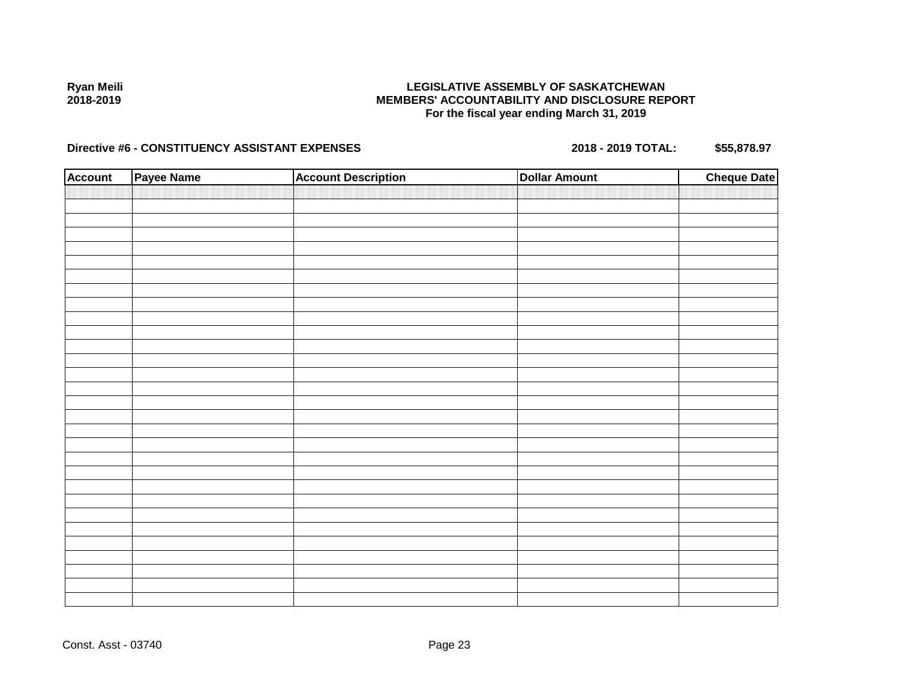**Ryan Meili**
**2018-2019**

**LEGISLATIVE ASSEMBLY OF SASKATCHEWAN**
**MEMBERS' ACCOUNTABILITY AND DISCLOSURE REPORT**
**For the fiscal year ending March 31, 2019**

**Directive #6 - CONSTITUENCY ASSISTANT EXPENSES** **2018 - 2019 TOTAL: $55,878.97**

| Account | Payee Name | Account Description | Dollar Amount | Cheque Date |
|---|---|---|---|---|
| | | | | |

Const. Asst - 03740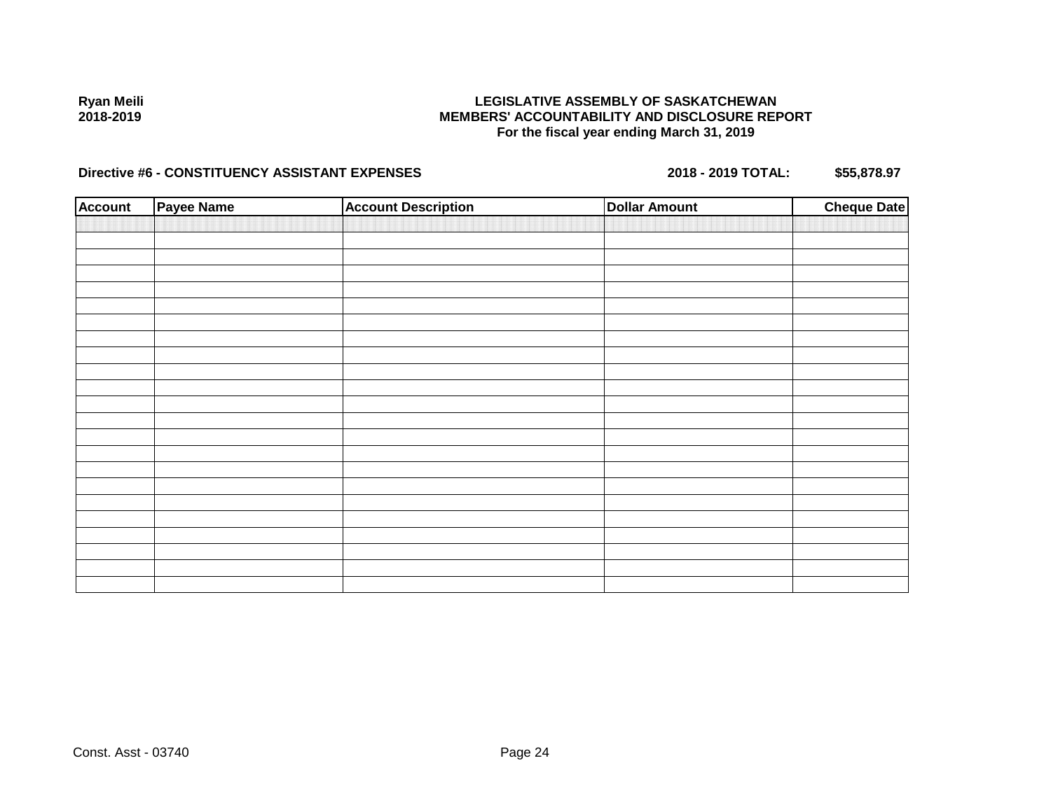Ryan Meili
2018-2019

**LEGISLATIVE ASSEMBLY OF SASKATCHEWAN**
**MEMBERS' ACCOUNTABILITY AND DISCLOSURE REPORT**
**For the fiscal year ending March 31, 2019**

**Directive #6 - CONSTITUENCY ASSISTANT EXPENSES** **2018 - 2019 TOTAL: $55,878.97**

| Account | Payee Name | Account Description | Dollar Amount | Cheque Date |
|---|---|---|---|---|
| | | | | |

Const. Asst - 03740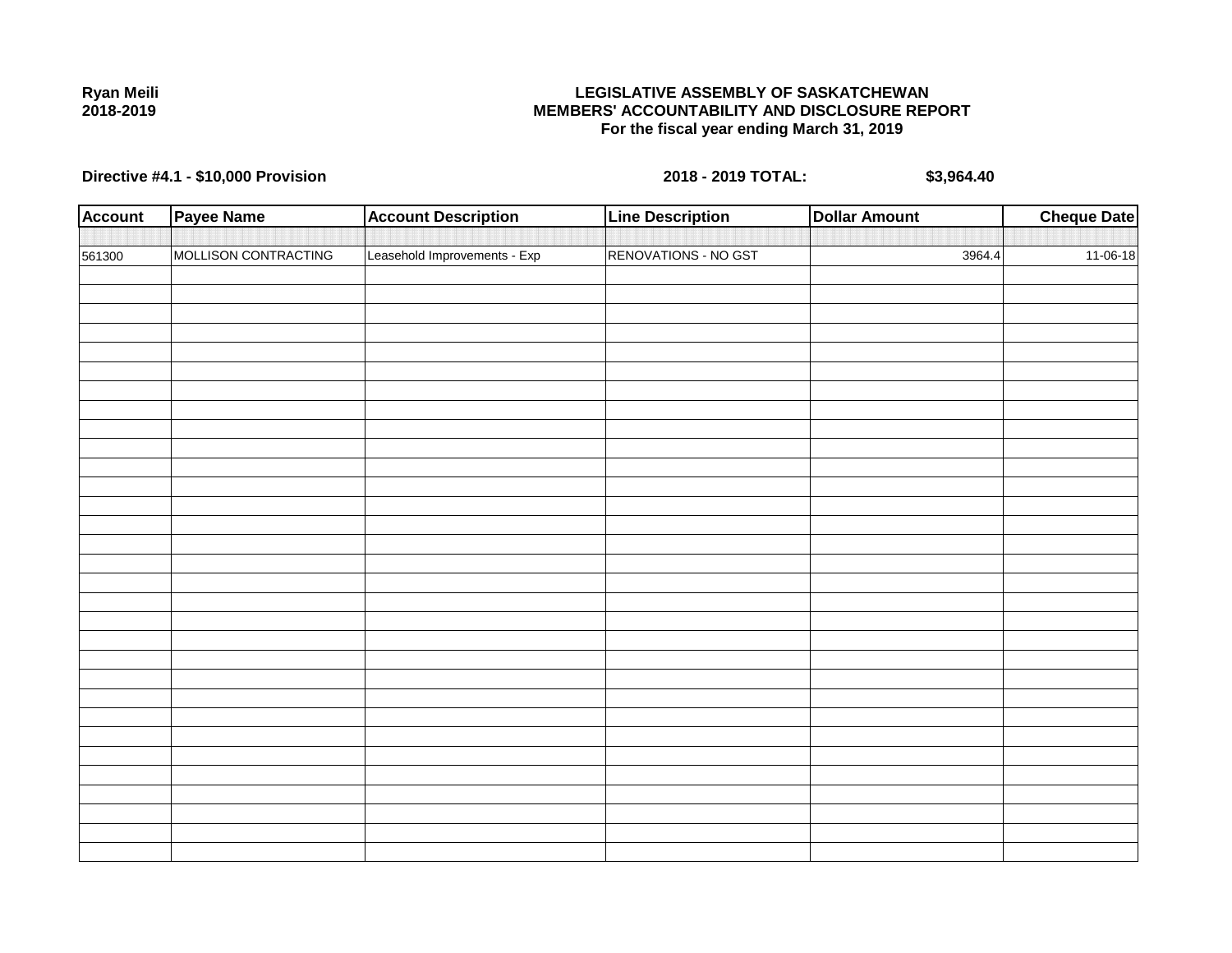**Ryan Meili**
**2018-2019**

**LEGISLATIVE ASSEMBLY OF SASKATCHEWAN**
**MEMBERS' ACCOUNTABILITY AND DISCLOSURE REPORT**
**For the fiscal year ending March 31, 2019**

**Directive #4.1 - $10,000 Provision**

**2018 - 2019 TOTAL: $3,964.40**

| Account | Payee Name | Account Description | Line Description | Dollar Amount | Cheque Date |
|---|---|---|---|---|---|
| 561300 | MOLLISON CONTRACTING | Leasehold Improvements - Exp | RENOVATIONS - NO GST | 3964.4 | 11-06-18 |